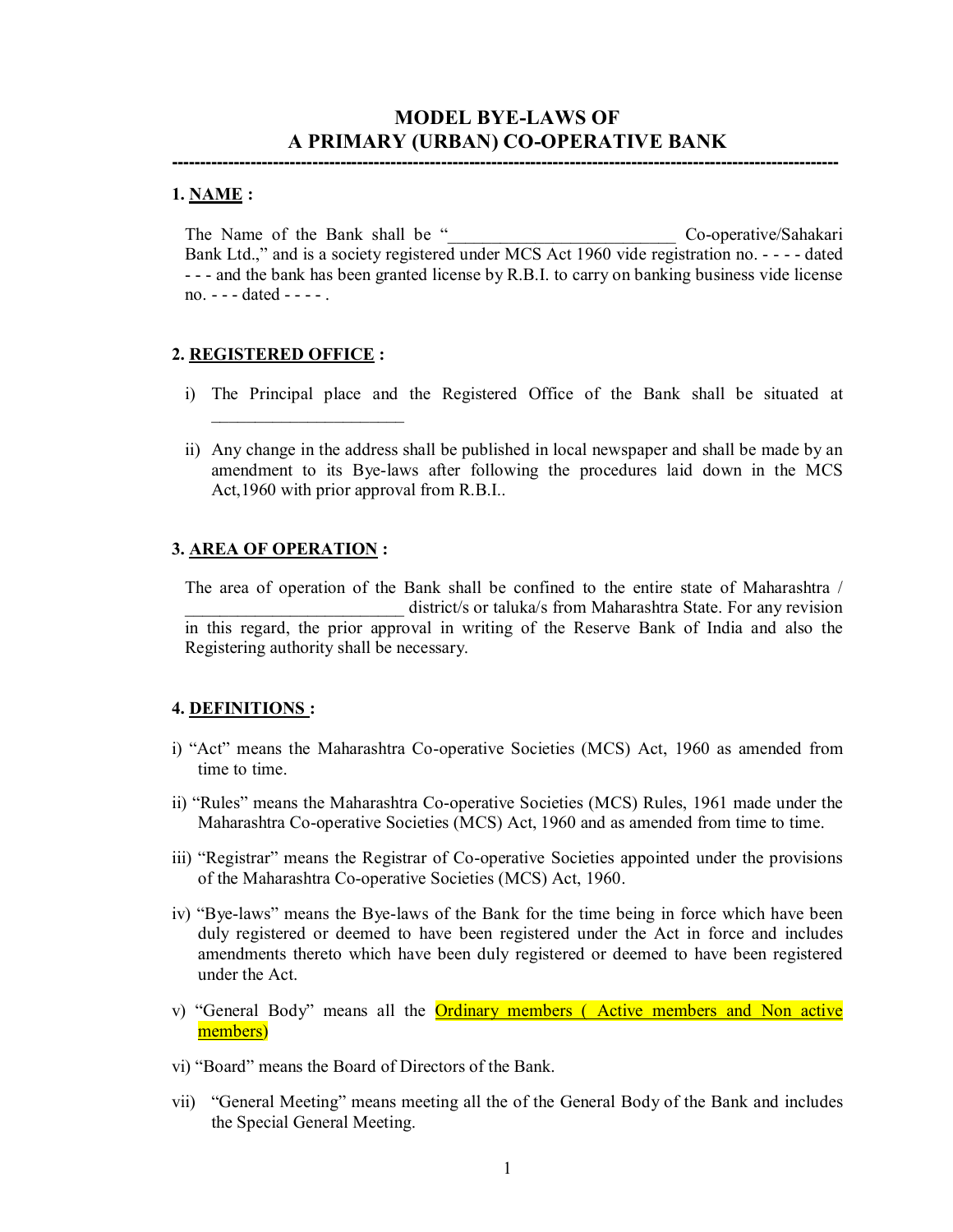# MODEL BYE-LAWS OF
# A PRIMARY (URBAN) CO-OPERATIVE BANK

---

### 1. NAME :

The Name of the Bank shall be "__________________________ Co-operative/Sahakari Bank Ltd.," and is a society registered under MCS Act 1960 vide registration no. - - - - dated - - - and the bank has been granted license by R.B.I. to carry on banking business vide license no. - - - dated - - - - .

### 2. REGISTERED OFFICE :

i) The Principal place and the Registered Office of the Bank shall be situated at ______________________

ii) Any change in the address shall be published in local newspaper and shall be made by an amendment to its Bye-laws after following the procedures laid down in the MCS Act,1960 with prior approval from R.B.I..

### 3. AREA OF OPERATION :

The area of operation of the Bank shall be confined to the entire state of Maharashtra / _________________________ district/s or taluka/s from Maharashtra State. For any revision in this regard, the prior approval in writing of the Reserve Bank of India and also the Registering authority shall be necessary.

### 4. DEFINITIONS :

i) "Act" means the Maharashtra Co-operative Societies (MCS) Act, 1960 as amended from time to time.

ii) "Rules" means the Maharashtra Co-operative Societies (MCS) Rules, 1961 made under the Maharashtra Co-operative Societies (MCS) Act, 1960 and as amended from time to time.

iii) "Registrar" means the Registrar of Co-operative Societies appointed under the provisions of the Maharashtra Co-operative Societies (MCS) Act, 1960.

iv) "Bye-laws" means the Bye-laws of the Bank for the time being in force which have been duly registered or deemed to have been registered under the Act in force and includes amendments thereto which have been duly registered or deemed to have been registered under the Act.

v) "General Body" means all the Ordinary members ( Active members and Non active members)

vi) "Board" means the Board of Directors of the Bank.

vii) "General Meeting" means meeting all the of the General Body of the Bank and includes the Special General Meeting.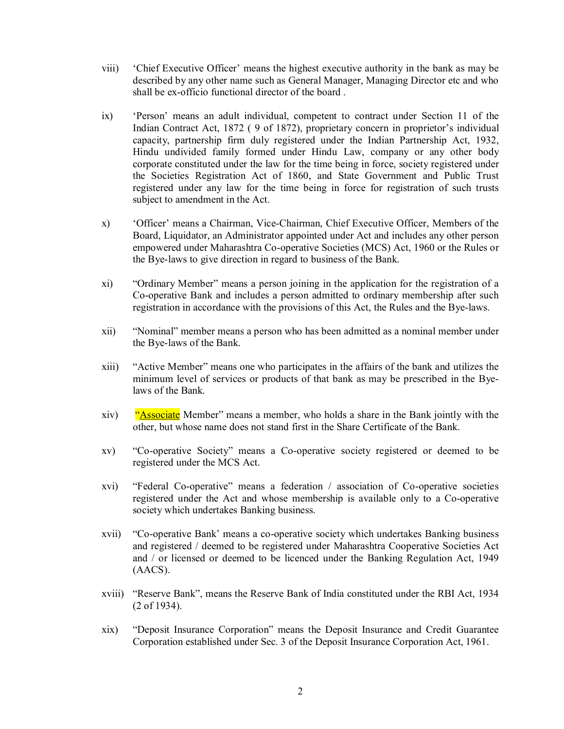viii) 'Chief Executive Officer' means the highest executive authority in the bank as may be described by any other name such as General Manager, Managing Director etc and who shall be ex-officio functional director of the board .

ix) 'Person' means an adult individual, competent to contract under Section 11 of the Indian Contract Act, 1872 ( 9 of 1872), proprietary concern in proprietor's individual capacity, partnership firm duly registered under the Indian Partnership Act, 1932, Hindu undivided family formed under Hindu Law, company or any other body corporate constituted under the law for the time being in force, society registered under the Societies Registration Act of 1860, and State Government and Public Trust registered under any law for the time being in force for registration of such trusts subject to amendment in the Act.

x) 'Officer' means a Chairman, Vice-Chairman, Chief Executive Officer, Members of the Board, Liquidator, an Administrator appointed under Act and includes any other person empowered under Maharashtra Co-operative Societies (MCS) Act, 1960 or the Rules or the Bye-laws to give direction in regard to business of the Bank.

xi) "Ordinary Member" means a person joining in the application for the registration of a Co-operative Bank and includes a person admitted to ordinary membership after such registration in accordance with the provisions of this Act, the Rules and the Bye-laws.

xii) "Nominal" member means a person who has been admitted as a nominal member under the Bye-laws of the Bank.

xiii) "Active Member" means one who participates in the affairs of the bank and utilizes the minimum level of services or products of that bank as may be prescribed in the Bye-laws of the Bank.

xiv) "Associate Member" means a member, who holds a share in the Bank jointly with the other, but whose name does not stand first in the Share Certificate of the Bank.

xv) "Co-operative Society" means a Co-operative society registered or deemed to be registered under the MCS Act.

xvi) "Federal Co-operative" means a federation / association of Co-operative societies registered under the Act and whose membership is available only to a Co-operative society which undertakes Banking business.

xvii) "Co-operative Bank' means a co-operative society which undertakes Banking business and registered / deemed to be registered under Maharashtra Cooperative Societies Act and / or licensed or deemed to be licenced under the Banking Regulation Act, 1949 (AACS).

xviii) "Reserve Bank", means the Reserve Bank of India constituted under the RBI Act, 1934 (2 of 1934).

xix) "Deposit Insurance Corporation" means the Deposit Insurance and Credit Guarantee Corporation established under Sec. 3 of the Deposit Insurance Corporation Act, 1961.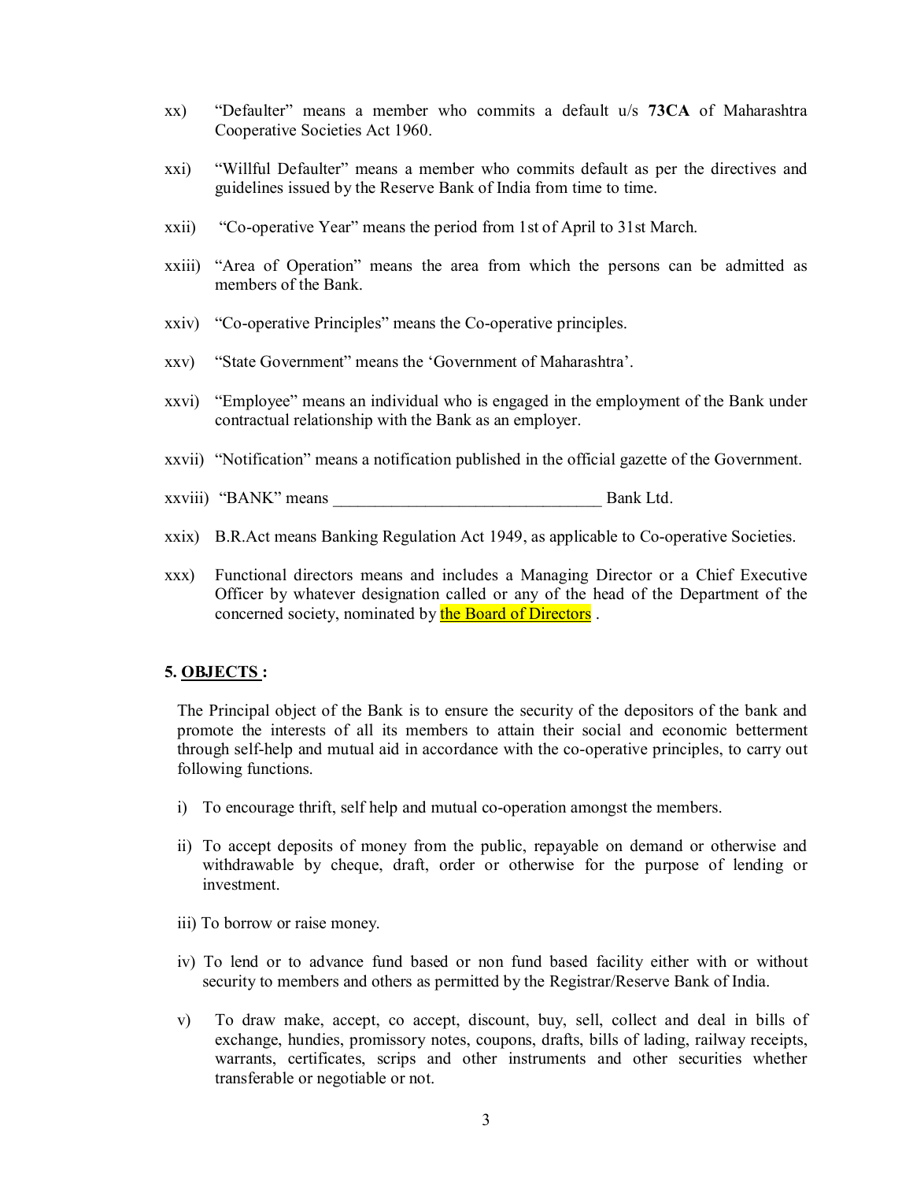xx) "Defaulter" means a member who commits a default u/s **73CA** of Maharashtra Cooperative Societies Act 1960.

xxi) "Willful Defaulter" means a member who commits default as per the directives and guidelines issued by the Reserve Bank of India from time to time.

xxii) "Co-operative Year" means the period from 1st of April to 31st March.

xxiii) "Area of Operation" means the area from which the persons can be admitted as members of the Bank.

xxiv) "Co-operative Principles" means the Co-operative principles.

xxv) "State Government" means the 'Government of Maharashtra'.

xxvi) "Employee" means an individual who is engaged in the employment of the Bank under contractual relationship with the Bank as an employer.

xxvii) "Notification" means a notification published in the official gazette of the Government.

xxviii) "BANK" means ________________________________ Bank Ltd.

xxix) B.R.Act means Banking Regulation Act 1949, as applicable to Co-operative Societies.

xxx) Functional directors means and includes a Managing Director or a Chief Executive Officer by whatever designation called or any of the head of the Department of the concerned society, nominated by the Board of Directors .

**5. OBJECTS :**

The Principal object of the Bank is to ensure the security of the depositors of the bank and promote the interests of all its members to attain their social and economic betterment through self-help and mutual aid in accordance with the co-operative principles, to carry out following functions.

i) To encourage thrift, self help and mutual co-operation amongst the members.

ii) To accept deposits of money from the public, repayable on demand or otherwise and withdrawable by cheque, draft, order or otherwise for the purpose of lending or investment.

iii) To borrow or raise money.

iv) To lend or to advance fund based or non fund based facility either with or without security to members and others as permitted by the Registrar/Reserve Bank of India.

v) To draw make, accept, co accept, discount, buy, sell, collect and deal in bills of exchange, hundies, promissory notes, coupons, drafts, bills of lading, railway receipts, warrants, certificates, scrips and other instruments and other securities whether transferable or negotiable or not.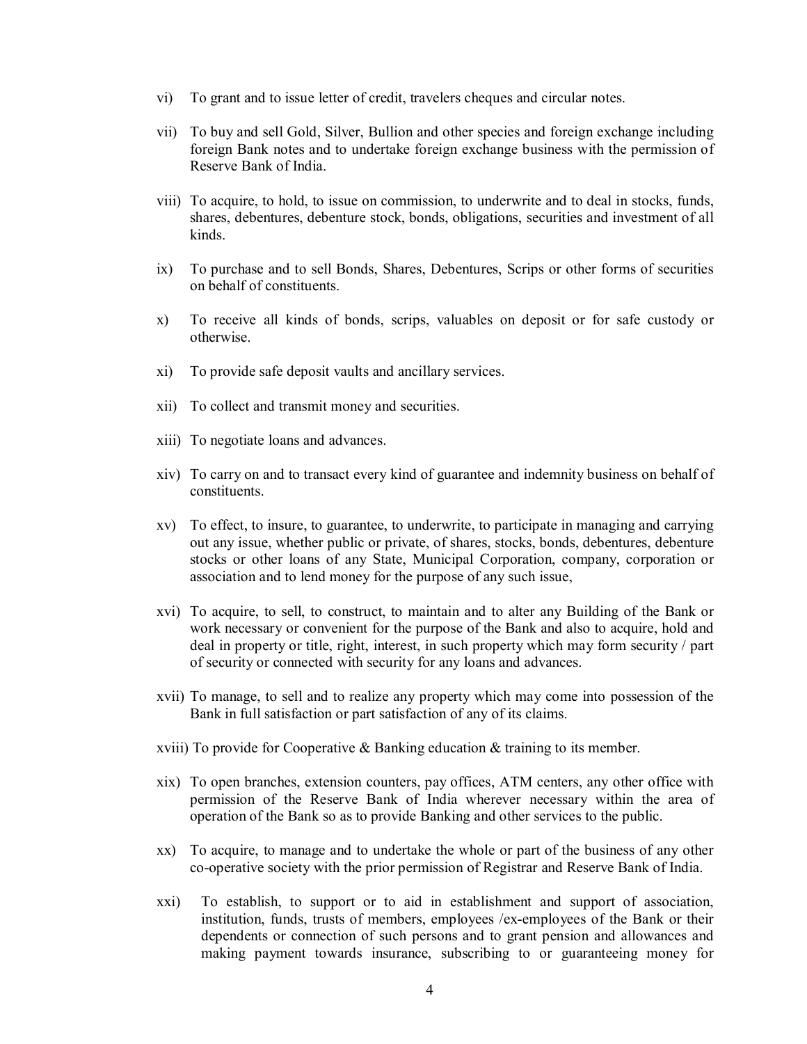vi) To grant and to issue letter of credit, travelers cheques and circular notes.

vii) To buy and sell Gold, Silver, Bullion and other species and foreign exchange including foreign Bank notes and to undertake foreign exchange business with the permission of Reserve Bank of India.

viii) To acquire, to hold, to issue on commission, to underwrite and to deal in stocks, funds, shares, debentures, debenture stock, bonds, obligations, securities and investment of all kinds.

ix) To purchase and to sell Bonds, Shares, Debentures, Scrips or other forms of securities on behalf of constituents.

x) To receive all kinds of bonds, scrips, valuables on deposit or for safe custody or otherwise.

xi) To provide safe deposit vaults and ancillary services.

xii) To collect and transmit money and securities.

xiii) To negotiate loans and advances.

xiv) To carry on and to transact every kind of guarantee and indemnity business on behalf of constituents.

xv) To effect, to insure, to guarantee, to underwrite, to participate in managing and carrying out any issue, whether public or private, of shares, stocks, bonds, debentures, debenture stocks or other loans of any State, Municipal Corporation, company, corporation or association and to lend money for the purpose of any such issue,

xvi) To acquire, to sell, to construct, to maintain and to alter any Building of the Bank or work necessary or convenient for the purpose of the Bank and also to acquire, hold and deal in property or title, right, interest, in such property which may form security / part of security or connected with security for any loans and advances.

xvii) To manage, to sell and to realize any property which may come into possession of the Bank in full satisfaction or part satisfaction of any of its claims.

xviii) To provide for Cooperative & Banking education & training to its member.

xix) To open branches, extension counters, pay offices, ATM centers, any other office with permission of the Reserve Bank of India wherever necessary within the area of operation of the Bank so as to provide Banking and other services to the public.

xx) To acquire, to manage and to undertake the whole or part of the business of any other co-operative society with the prior permission of Registrar and Reserve Bank of India.

xxi) To establish, to support or to aid in establishment and support of association, institution, funds, trusts of members, employees /ex-employees of the Bank or their dependents or connection of such persons and to grant pension and allowances and making payment towards insurance, subscribing to or guaranteeing money for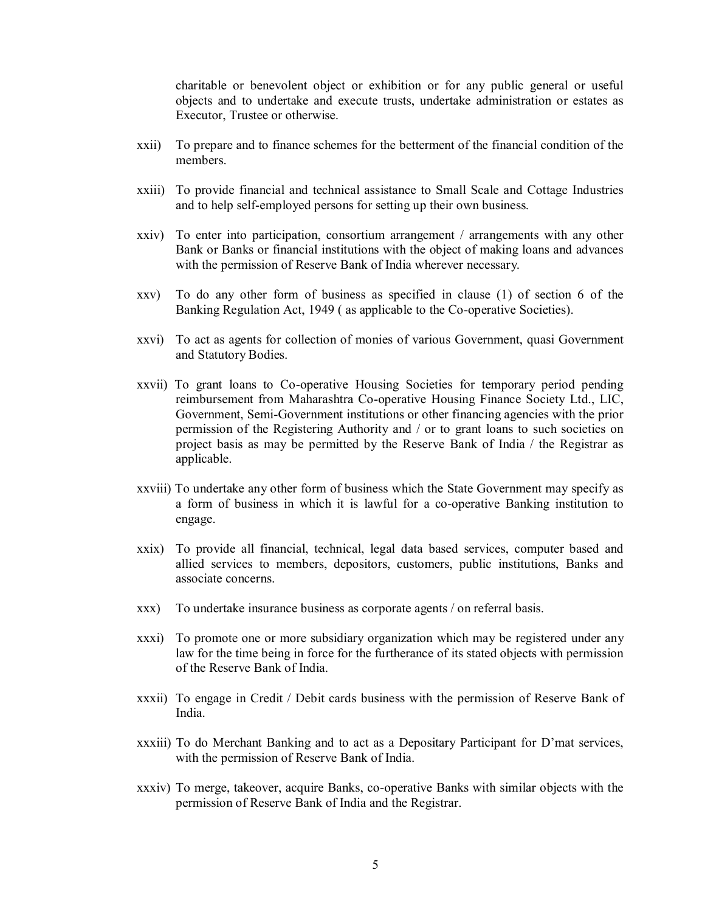charitable or benevolent object or exhibition or for any public general or useful objects and to undertake and execute trusts, undertake administration or estates as Executor, Trustee or otherwise.

xxii) To prepare and to finance schemes for the betterment of the financial condition of the members.

xxiii) To provide financial and technical assistance to Small Scale and Cottage Industries and to help self-employed persons for setting up their own business.

xxiv) To enter into participation, consortium arrangement / arrangements with any other Bank or Banks or financial institutions with the object of making loans and advances with the permission of Reserve Bank of India wherever necessary.

xxv) To do any other form of business as specified in clause (1) of section 6 of the Banking Regulation Act, 1949 ( as applicable to the Co-operative Societies).

xxvi) To act as agents for collection of monies of various Government, quasi Government and Statutory Bodies.

xxvii) To grant loans to Co-operative Housing Societies for temporary period pending reimbursement from Maharashtra Co-operative Housing Finance Society Ltd., LIC, Government, Semi-Government institutions or other financing agencies with the prior permission of the Registering Authority and / or to grant loans to such societies on project basis as may be permitted by the Reserve Bank of India / the Registrar as applicable.

xxviii) To undertake any other form of business which the State Government may specify as a form of business in which it is lawful for a co-operative Banking institution to engage.

xxix) To provide all financial, technical, legal data based services, computer based and allied services to members, depositors, customers, public institutions, Banks and associate concerns.

xxx) To undertake insurance business as corporate agents / on referral basis.

xxxi) To promote one or more subsidiary organization which may be registered under any law for the time being in force for the furtherance of its stated objects with permission of the Reserve Bank of India.

xxxii) To engage in Credit / Debit cards business with the permission of Reserve Bank of India.

xxxiii) To do Merchant Banking and to act as a Depositary Participant for D'mat services, with the permission of Reserve Bank of India.

xxxiv) To merge, takeover, acquire Banks, co-operative Banks with similar objects with the permission of Reserve Bank of India and the Registrar.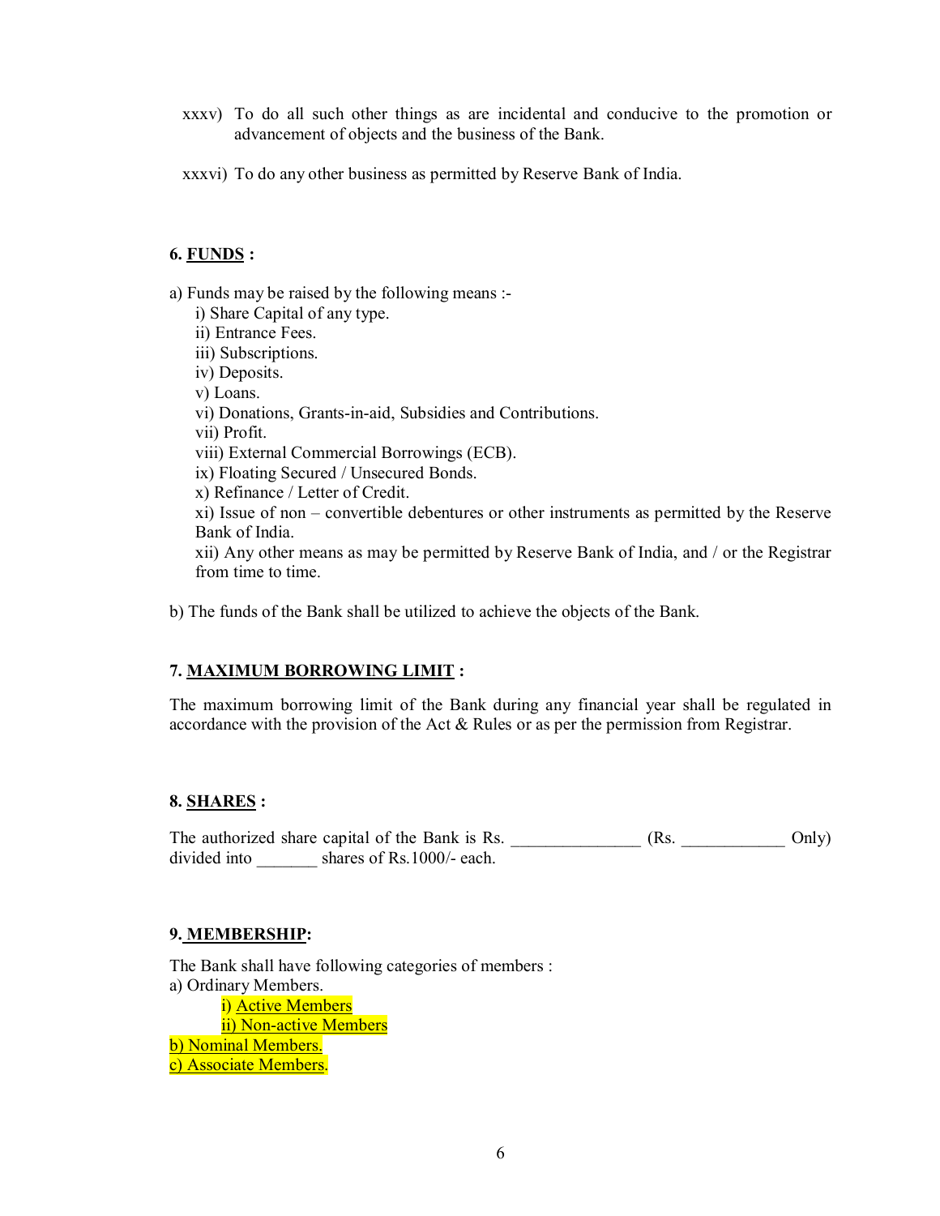xxxv) To do all such other things as are incidental and conducive to the promotion or advancement of objects and the business of the Bank.

xxxvi) To do any other business as permitted by Reserve Bank of India.

**6. FUNDS :**

a) Funds may be raised by the following means :-

i) Share Capital of any type.
ii) Entrance Fees.
iii) Subscriptions.
iv) Deposits.
v) Loans.
vi) Donations, Grants-in-aid, Subsidies and Contributions.
vii) Profit.
viii) External Commercial Borrowings (ECB).
ix) Floating Secured / Unsecured Bonds.
x) Refinance / Letter of Credit.
xi) Issue of non – convertible debentures or other instruments as permitted by the Reserve Bank of India.
xii) Any other means as may be permitted by Reserve Bank of India, and / or the Registrar from time to time.

b) The funds of the Bank shall be utilized to achieve the objects of the Bank.

**7. MAXIMUM BORROWING LIMIT :**

The maximum borrowing limit of the Bank during any financial year shall be regulated in accordance with the provision of the Act & Rules or as per the permission from Registrar.

**8. SHARES :**

The authorized share capital of the Bank is Rs. _______________ (Rs. ____________ Only) divided into _______ shares of Rs.1000/- each.

**9. MEMBERSHIP:**

The Bank shall have following categories of members :

a) Ordinary Members.
- i) Active Members
- ii) Non-active Members

b) Nominal Members.
c) Associate Members.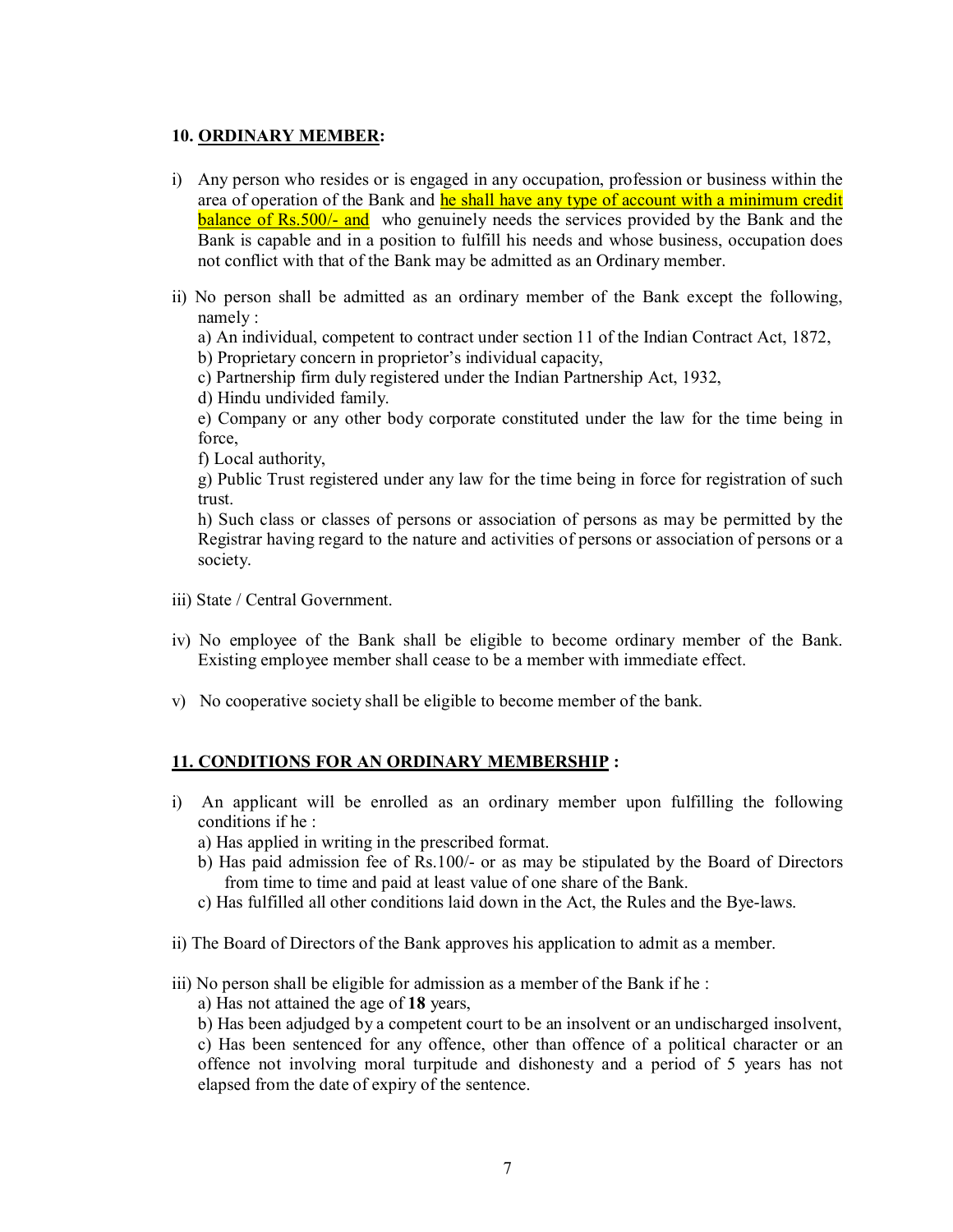### 10. <u>ORDINARY MEMBER</u>:

i) Any person who resides or is engaged in any occupation, profession or business within the area of operation of the Bank and <u>he shall have any type of account with a minimum credit balance of Rs.500/- and</u> who genuinely needs the services provided by the Bank and the Bank is capable and in a position to fulfill his needs and whose business, occupation does not conflict with that of the Bank may be admitted as an Ordinary member.

ii) No person shall be admitted as an ordinary member of the Bank except the following, namely :

a) An individual, competent to contract under section 11 of the Indian Contract Act, 1872,

b) Proprietary concern in proprietor's individual capacity,

c) Partnership firm duly registered under the Indian Partnership Act, 1932,

d) Hindu undivided family.

e) Company or any other body corporate constituted under the law for the time being in force,

f) Local authority,

g) Public Trust registered under any law for the time being in force for registration of such trust.

h) Such class or classes of persons or association of persons as may be permitted by the Registrar having regard to the nature and activities of persons or association of persons or a society.

iii) State / Central Government.

iv) No employee of the Bank shall be eligible to become ordinary member of the Bank. Existing employee member shall cease to be a member with immediate effect.

v) No cooperative society shall be eligible to become member of the bank.

### 11. <u>CONDITIONS FOR AN ORDINARY MEMBERSHIP</u> :

i) An applicant will be enrolled as an ordinary member upon fulfilling the following conditions if he :

a) Has applied in writing in the prescribed format.

b) Has paid admission fee of Rs.100/- or as may be stipulated by the Board of Directors from time to time and paid at least value of one share of the Bank.

c) Has fulfilled all other conditions laid down in the Act, the Rules and the Bye-laws.

ii) The Board of Directors of the Bank approves his application to admit as a member.

iii) No person shall be eligible for admission as a member of the Bank if he :

a) Has not attained the age of **18** years,

b) Has been adjudged by a competent court to be an insolvent or an undischarged insolvent,

c) Has been sentenced for any offence, other than offence of a political character or an offence not involving moral turpitude and dishonesty and a period of 5 years has not elapsed from the date of expiry of the sentence.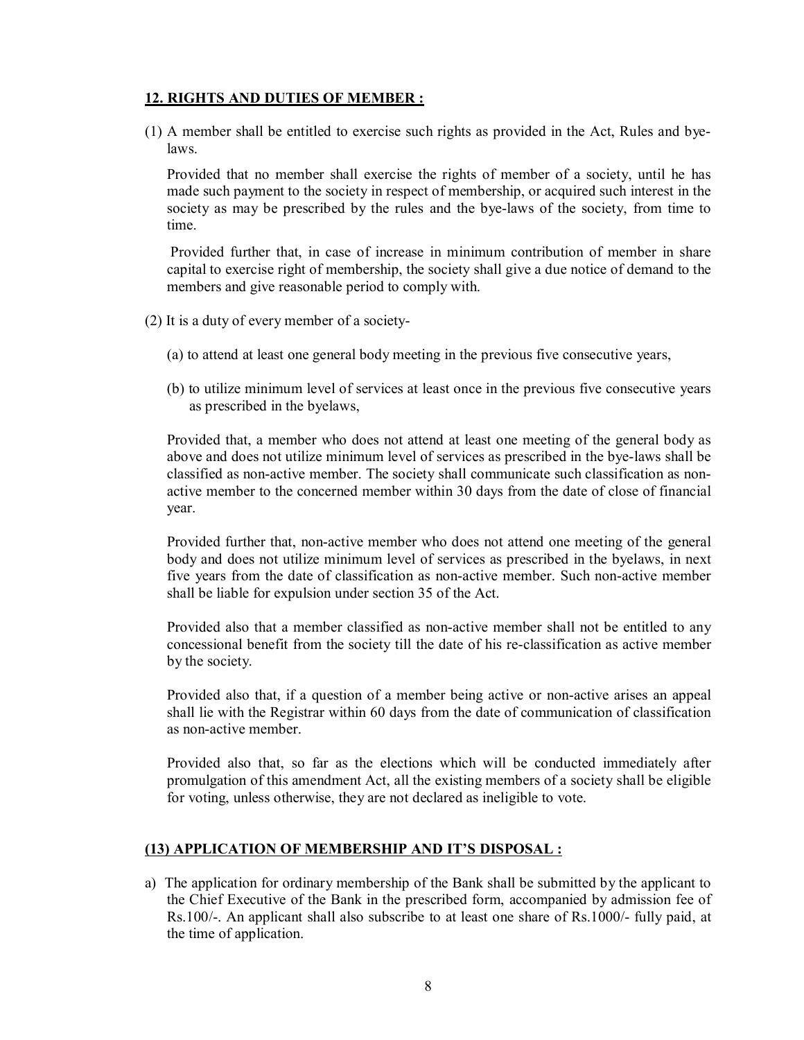## 12. RIGHTS AND DUTIES OF MEMBER :

(1) A member shall be entitled to exercise such rights as provided in the Act, Rules and bye-laws.

Provided that no member shall exercise the rights of member of a society, until he has made such payment to the society in respect of membership, or acquired such interest in the society as may be prescribed by the rules and the bye-laws of the society, from time to time.

Provided further that, in case of increase in minimum contribution of member in share capital to exercise right of membership, the society shall give a due notice of demand to the members and give reasonable period to comply with.

(2) It is a duty of every member of a society-

(a) to attend at least one general body meeting in the previous five consecutive years,

(b) to utilize minimum level of services at least once in the previous five consecutive years as prescribed in the byelaws,

Provided that, a member who does not attend at least one meeting of the general body as above and does not utilize minimum level of services as prescribed in the bye-laws shall be classified as non-active member. The society shall communicate such classification as non-active member to the concerned member within 30 days from the date of close of financial year.

Provided further that, non-active member who does not attend one meeting of the general body and does not utilize minimum level of services as prescribed in the byelaws, in next five years from the date of classification as non-active member. Such non-active member shall be liable for expulsion under section 35 of the Act.

Provided also that a member classified as non-active member shall not be entitled to any concessional benefit from the society till the date of his re-classification as active member by the society.

Provided also that, if a question of a member being active or non-active arises an appeal shall lie with the Registrar within 60 days from the date of communication of classification as non-active member.

Provided also that, so far as the elections which will be conducted immediately after promulgation of this amendment Act, all the existing members of a society shall be eligible for voting, unless otherwise, they are not declared as ineligible to vote.

## (13) APPLICATION OF MEMBERSHIP AND IT'S DISPOSAL :

a) The application for ordinary membership of the Bank shall be submitted by the applicant to the Chief Executive of the Bank in the prescribed form, accompanied by admission fee of Rs.100/-. An applicant shall also subscribe to at least one share of Rs.1000/- fully paid, at the time of application.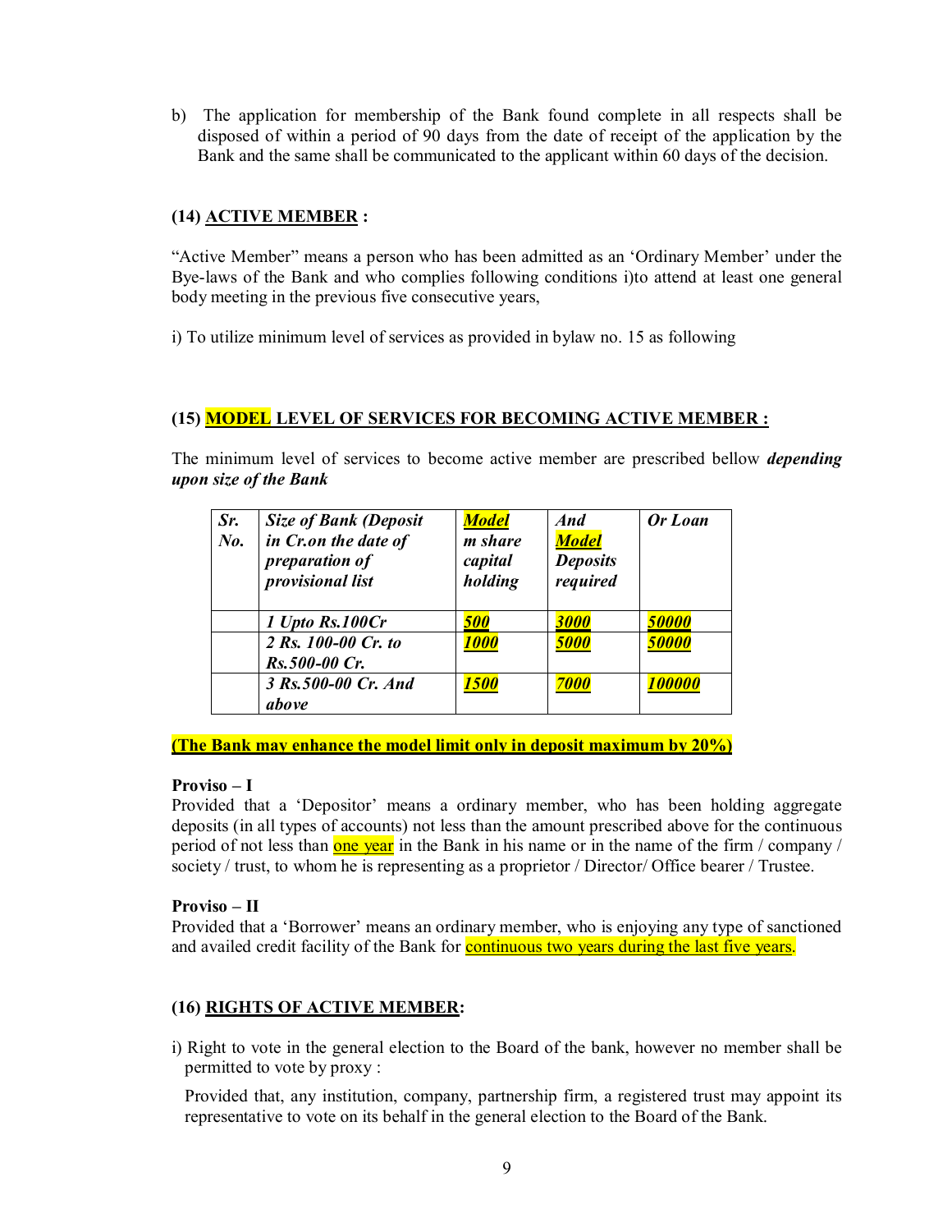b) The application for membership of the Bank found complete in all respects shall be disposed of within a period of 90 days from the date of receipt of the application by the Bank and the same shall be communicated to the applicant within 60 days of the decision.

**(14) ACTIVE MEMBER :**

"Active Member" means a person who has been admitted as an 'Ordinary Member' under the Bye-laws of the Bank and who complies following conditions i)to attend at least one general body meeting in the previous five consecutive years,

i) To utilize minimum level of services as provided in bylaw no. 15 as following

**(15) MODEL LEVEL OF SERVICES FOR BECOMING ACTIVE MEMBER :**

The minimum level of services to become active member are prescribed bellow ***depending upon size of the Bank***

| *Sr. No.* | *Size of Bank (Deposit in Cr.on the date of preparation of provisional list* | *Model m share capital holding* | *And Model Deposits required* | *Or Loan* |
|---|---|---|---|---|
| | *1 Upto Rs.100Cr* | *500* | *3000* | *50000* |
| | *2 Rs. 100-00 Cr. to Rs.500-00 Cr.* | *1000* | *5000* | *50000* |
| | *3 Rs.500-00 Cr. And above* | *1500* | *7000* | *100000* |

**(The Bank may enhance the model limit only in deposit maximum by 20%)**

**Proviso – I**
Provided that a 'Depositor' means a ordinary member, who has been holding aggregate deposits (in all types of accounts) not less than the amount prescribed above for the continuous period of not less than one year in the Bank in his name or in the name of the firm / company / society / trust, to whom he is representing as a proprietor / Director/ Office bearer / Trustee.

**Proviso – II**
Provided that a 'Borrower' means an ordinary member, who is enjoying any type of sanctioned and availed credit facility of the Bank for continuous two years during the last five years.

**(16) RIGHTS OF ACTIVE MEMBER:**

i) Right to vote in the general election to the Board of the bank, however no member shall be permitted to vote by proxy :

Provided that, any institution, company, partnership firm, a registered trust may appoint its representative to vote on its behalf in the general election to the Board of the Bank.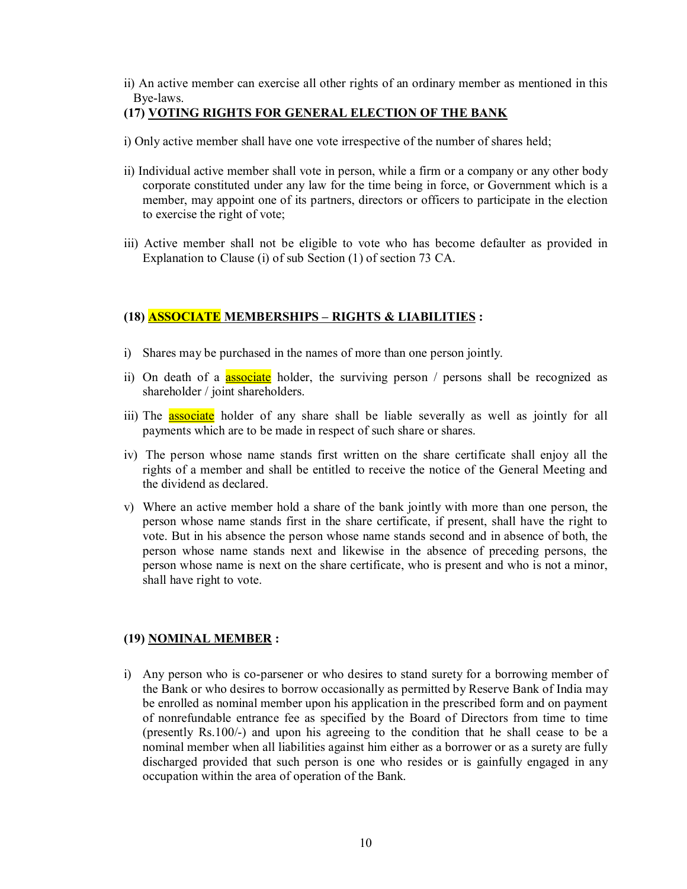ii) An active member can exercise all other rights of an ordinary member as mentioned in this Bye-laws.

**(17) <u>VOTING RIGHTS FOR GENERAL ELECTION OF THE BANK</u>**

i) Only active member shall have one vote irrespective of the number of shares held;

ii) Individual active member shall vote in person, while a firm or a company or any other body corporate constituted under any law for the time being in force, or Government which is a member, may appoint one of its partners, directors or officers to participate in the election to exercise the right of vote;

iii) Active member shall not be eligible to vote who has become defaulter as provided in Explanation to Clause (i) of sub Section (1) of section 73 CA.

**(18) <u>ASSOCIATE MEMBERSHIPS – RIGHTS & LIABILITIES</u> :**

i) Shares may be purchased in the names of more than one person jointly.

ii) On death of a associate holder, the surviving person / persons shall be recognized as shareholder / joint shareholders.

iii) The associate holder of any share shall be liable severally as well as jointly for all payments which are to be made in respect of such share or shares.

iv) The person whose name stands first written on the share certificate shall enjoy all the rights of a member and shall be entitled to receive the notice of the General Meeting and the dividend as declared.

v) Where an active member hold a share of the bank jointly with more than one person, the person whose name stands first in the share certificate, if present, shall have the right to vote. But in his absence the person whose name stands second and in absence of both, the person whose name stands next and likewise in the absence of preceding persons, the person whose name is next on the share certificate, who is present and who is not a minor, shall have right to vote.

**(19) <u>NOMINAL MEMBER</u> :**

i) Any person who is co-parsener or who desires to stand surety for a borrowing member of the Bank or who desires to borrow occasionally as permitted by Reserve Bank of India may be enrolled as nominal member upon his application in the prescribed form and on payment of nonrefundable entrance fee as specified by the Board of Directors from time to time (presently Rs.100/-) and upon his agreeing to the condition that he shall cease to be a nominal member when all liabilities against him either as a borrower or as a surety are fully discharged provided that such person is one who resides or is gainfully engaged in any occupation within the area of operation of the Bank.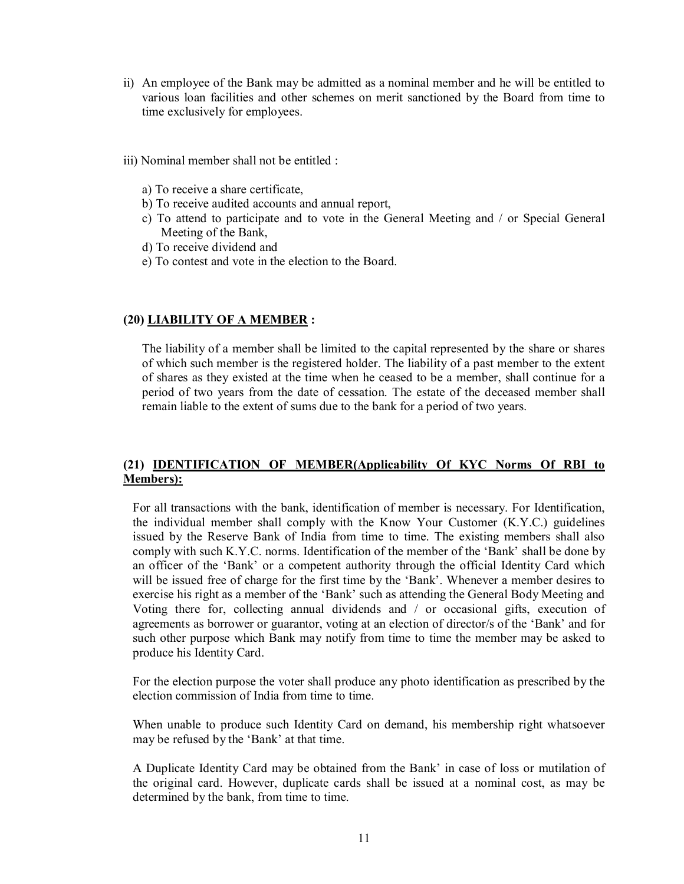ii) An employee of the Bank may be admitted as a nominal member and he will be entitled to various loan facilities and other schemes on merit sanctioned by the Board from time to time exclusively for employees.

iii) Nominal member shall not be entitled :

a) To receive a share certificate,
b) To receive audited accounts and annual report,
c) To attend to participate and to vote in the General Meeting and / or Special General Meeting of the Bank,
d) To receive dividend and
e) To contest and vote in the election to the Board.

### (20) <u>LIABILITY OF A MEMBER</u> :

The liability of a member shall be limited to the capital represented by the share or shares of which such member is the registered holder. The liability of a past member to the extent of shares as they existed at the time when he ceased to be a member, shall continue for a period of two years from the date of cessation. The estate of the deceased member shall remain liable to the extent of sums due to the bank for a period of two years.

### (21) <u>IDENTIFICATION OF MEMBER(Applicability Of KYC Norms Of RBI to Members):</u>

For all transactions with the bank, identification of member is necessary. For Identification, the individual member shall comply with the Know Your Customer (K.Y.C.) guidelines issued by the Reserve Bank of India from time to time. The existing members shall also comply with such K.Y.C. norms. Identification of the member of the 'Bank' shall be done by an officer of the 'Bank' or a competent authority through the official Identity Card which will be issued free of charge for the first time by the 'Bank'. Whenever a member desires to exercise his right as a member of the 'Bank' such as attending the General Body Meeting and Voting there for, collecting annual dividends and / or occasional gifts, execution of agreements as borrower or guarantor, voting at an election of director/s of the 'Bank' and for such other purpose which Bank may notify from time to time the member may be asked to produce his Identity Card.

For the election purpose the voter shall produce any photo identification as prescribed by the election commission of India from time to time.

When unable to produce such Identity Card on demand, his membership right whatsoever may be refused by the 'Bank' at that time.

A Duplicate Identity Card may be obtained from the Bank' in case of loss or mutilation of the original card. However, duplicate cards shall be issued at a nominal cost, as may be determined by the bank, from time to time.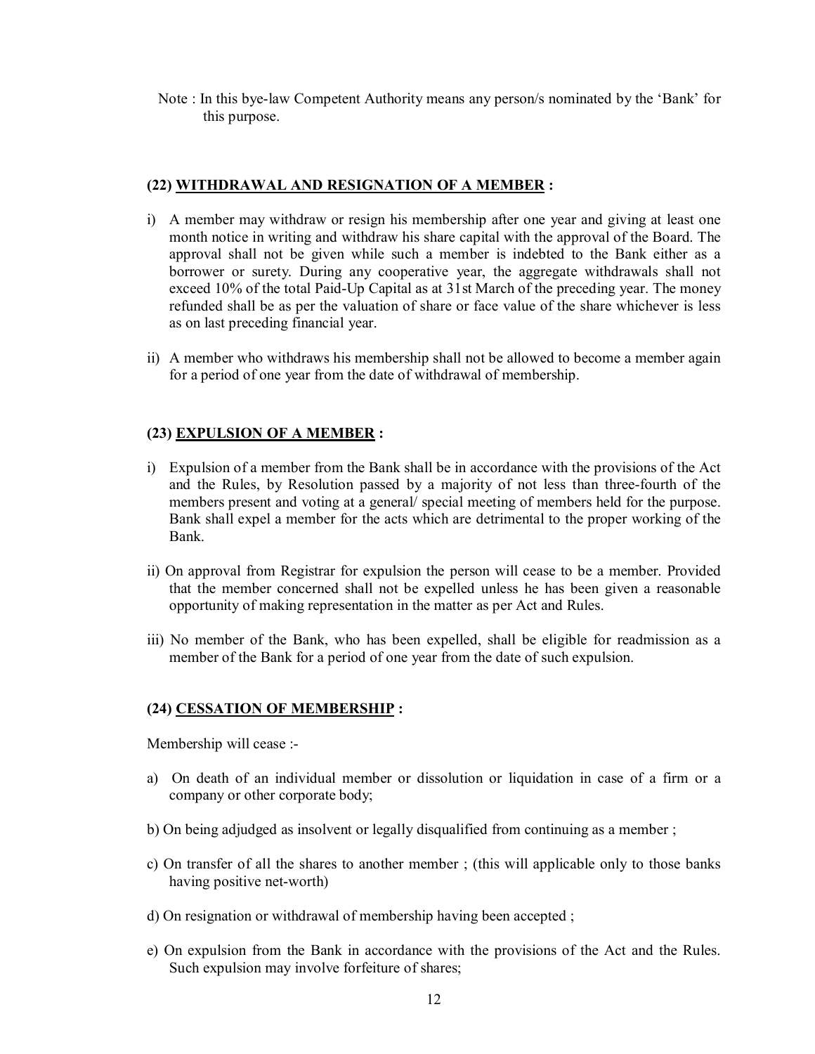Note : In this bye-law Competent Authority means any person/s nominated by the 'Bank' for this purpose.

### (22) <u>WITHDRAWAL AND RESIGNATION OF A MEMBER</u> :

i) A member may withdraw or resign his membership after one year and giving at least one month notice in writing and withdraw his share capital with the approval of the Board. The approval shall not be given while such a member is indebted to the Bank either as a borrower or surety. During any cooperative year, the aggregate withdrawals shall not exceed 10% of the total Paid-Up Capital as at 31st March of the preceding year. The money refunded shall be as per the valuation of share or face value of the share whichever is less as on last preceding financial year.

ii) A member who withdraws his membership shall not be allowed to become a member again for a period of one year from the date of withdrawal of membership.

### (23) <u>EXPULSION OF A MEMBER</u> :

i) Expulsion of a member from the Bank shall be in accordance with the provisions of the Act and the Rules, by Resolution passed by a majority of not less than three-fourth of the members present and voting at a general/ special meeting of members held for the purpose. Bank shall expel a member for the acts which are detrimental to the proper working of the Bank.

ii) On approval from Registrar for expulsion the person will cease to be a member. Provided that the member concerned shall not be expelled unless he has been given a reasonable opportunity of making representation in the matter as per Act and Rules.

iii) No member of the Bank, who has been expelled, shall be eligible for readmission as a member of the Bank for a period of one year from the date of such expulsion.

### (24) <u>CESSATION OF MEMBERSHIP</u> :

Membership will cease :-

a) On death of an individual member or dissolution or liquidation in case of a firm or a company or other corporate body;

b) On being adjudged as insolvent or legally disqualified from continuing as a member ;

c) On transfer of all the shares to another member ; (this will applicable only to those banks having positive net-worth)

d) On resignation or withdrawal of membership having been accepted ;

e) On expulsion from the Bank in accordance with the provisions of the Act and the Rules. Such expulsion may involve forfeiture of shares;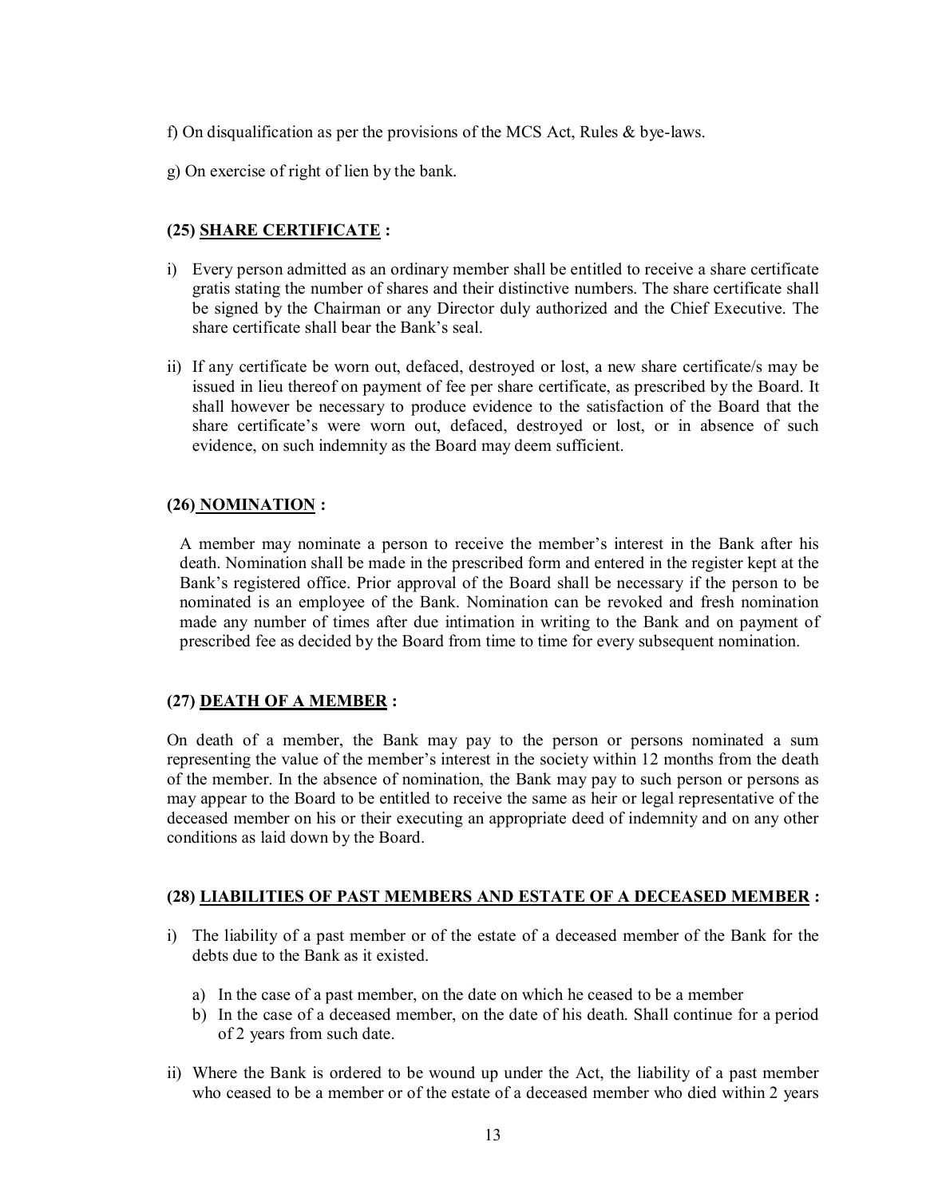f) On disqualification as per the provisions of the MCS Act, Rules & bye-laws.

g) On exercise of right of lien by the bank.

### (25) SHARE CERTIFICATE :

i) Every person admitted as an ordinary member shall be entitled to receive a share certificate gratis stating the number of shares and their distinctive numbers. The share certificate shall be signed by the Chairman or any Director duly authorized and the Chief Executive. The share certificate shall bear the Bank's seal.

ii) If any certificate be worn out, defaced, destroyed or lost, a new share certificate/s may be issued in lieu thereof on payment of fee per share certificate, as prescribed by the Board. It shall however be necessary to produce evidence to the satisfaction of the Board that the share certificate's were worn out, defaced, destroyed or lost, or in absence of such evidence, on such indemnity as the Board may deem sufficient.

### (26) NOMINATION :

A member may nominate a person to receive the member's interest in the Bank after his death. Nomination shall be made in the prescribed form and entered in the register kept at the Bank's registered office. Prior approval of the Board shall be necessary if the person to be nominated is an employee of the Bank. Nomination can be revoked and fresh nomination made any number of times after due intimation in writing to the Bank and on payment of prescribed fee as decided by the Board from time to time for every subsequent nomination.

### (27) DEATH OF A MEMBER :

On death of a member, the Bank may pay to the person or persons nominated a sum representing the value of the member's interest in the society within 12 months from the death of the member. In the absence of nomination, the Bank may pay to such person or persons as may appear to the Board to be entitled to receive the same as heir or legal representative of the deceased member on his or their executing an appropriate deed of indemnity and on any other conditions as laid down by the Board.

### (28) LIABILITIES OF PAST MEMBERS AND ESTATE OF A DECEASED MEMBER :

i) The liability of a past member or of the estate of a deceased member of the Bank for the debts due to the Bank as it existed.

   a) In the case of a past member, on the date on which he ceased to be a member
   b) In the case of a deceased member, on the date of his death. Shall continue for a period of 2 years from such date.

ii) Where the Bank is ordered to be wound up under the Act, the liability of a past member who ceased to be a member or of the estate of a deceased member who died within 2 years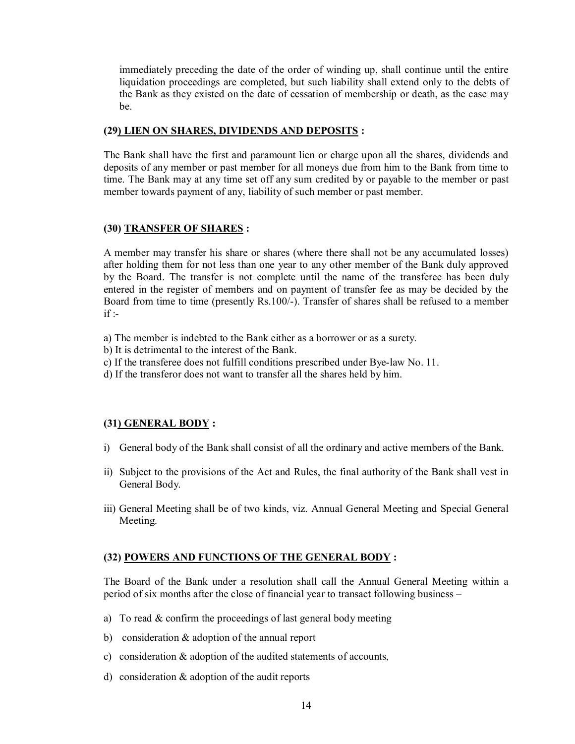immediately preceding the date of the order of winding up, shall continue until the entire liquidation proceedings are completed, but such liability shall extend only to the debts of the Bank as they existed on the date of cessation of membership or death, as the case may be.

### (29) LIEN ON SHARES, DIVIDENDS AND DEPOSITS :

The Bank shall have the first and paramount lien or charge upon all the shares, dividends and deposits of any member or past member for all moneys due from him to the Bank from time to time. The Bank may at any time set off any sum credited by or payable to the member or past member towards payment of any, liability of such member or past member.

### (30) TRANSFER OF SHARES :

A member may transfer his share or shares (where there shall not be any accumulated losses) after holding them for not less than one year to any other member of the Bank duly approved by the Board. The transfer is not complete until the name of the transferee has been duly entered in the register of members and on payment of transfer fee as may be decided by the Board from time to time (presently Rs.100/-). Transfer of shares shall be refused to a member if :-

a) The member is indebted to the Bank either as a borrower or as a surety.
b) It is detrimental to the interest of the Bank.
c) If the transferee does not fulfill conditions prescribed under Bye-law No. 11.
d) If the transferor does not want to transfer all the shares held by him.

### (31) GENERAL BODY :

i) General body of the Bank shall consist of all the ordinary and active members of the Bank.

ii) Subject to the provisions of the Act and Rules, the final authority of the Bank shall vest in General Body.

iii) General Meeting shall be of two kinds, viz. Annual General Meeting and Special General Meeting.

### (32) POWERS AND FUNCTIONS OF THE GENERAL BODY :

The Board of the Bank under a resolution shall call the Annual General Meeting within a period of six months after the close of financial year to transact following business –

a) To read & confirm the proceedings of last general body meeting

b) consideration & adoption of the annual report

c) consideration & adoption of the audited statements of accounts,

d) consideration & adoption of the audit reports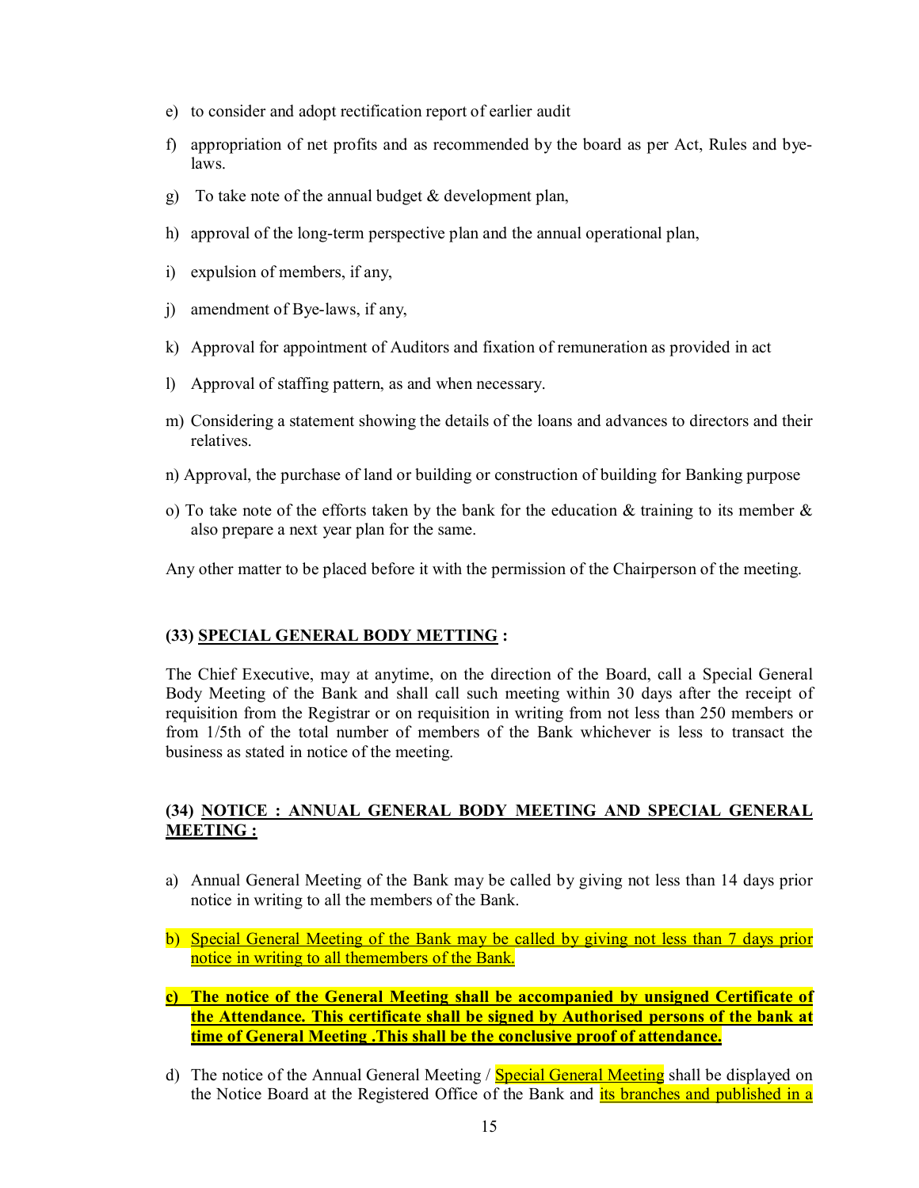e) to consider and adopt rectification report of earlier audit

f) appropriation of net profits and as recommended by the board as per Act, Rules and bye-laws.

g) To take note of the annual budget & development plan,

h) approval of the long-term perspective plan and the annual operational plan,

i) expulsion of members, if any,

j) amendment of Bye-laws, if any,

k) Approval for appointment of Auditors and fixation of remuneration as provided in act

l) Approval of staffing pattern, as and when necessary.

m) Considering a statement showing the details of the loans and advances to directors and their relatives.

n) Approval, the purchase of land or building or construction of building for Banking purpose

o) To take note of the efforts taken by the bank for the education & training to its member & also prepare a next year plan for the same.

Any other matter to be placed before it with the permission of the Chairperson of the meeting.

**(33) SPECIAL GENERAL BODY METTING :**

The Chief Executive, may at anytime, on the direction of the Board, call a Special General Body Meeting of the Bank and shall call such meeting within 30 days after the receipt of requisition from the Registrar or on requisition in writing from not less than 250 members or from 1/5th of the total number of members of the Bank whichever is less to transact the business as stated in notice of the meeting.

**(34) NOTICE : ANNUAL GENERAL BODY MEETING AND SPECIAL GENERAL MEETING :**

a) Annual General Meeting of the Bank may be called by giving not less than 14 days prior notice in writing to all the members of the Bank.

b) Special General Meeting of the Bank may be called by giving not less than 7 days prior notice in writing to all themembers of the Bank.

c) **The notice of the General Meeting shall be accompanied by unsigned Certificate of the Attendance. This certificate shall be signed by Authorised persons of the bank at time of General Meeting .This shall be the conclusive proof of attendance.**

d) The notice of the Annual General Meeting / Special General Meeting shall be displayed on the Notice Board at the Registered Office of the Bank and its branches and published in a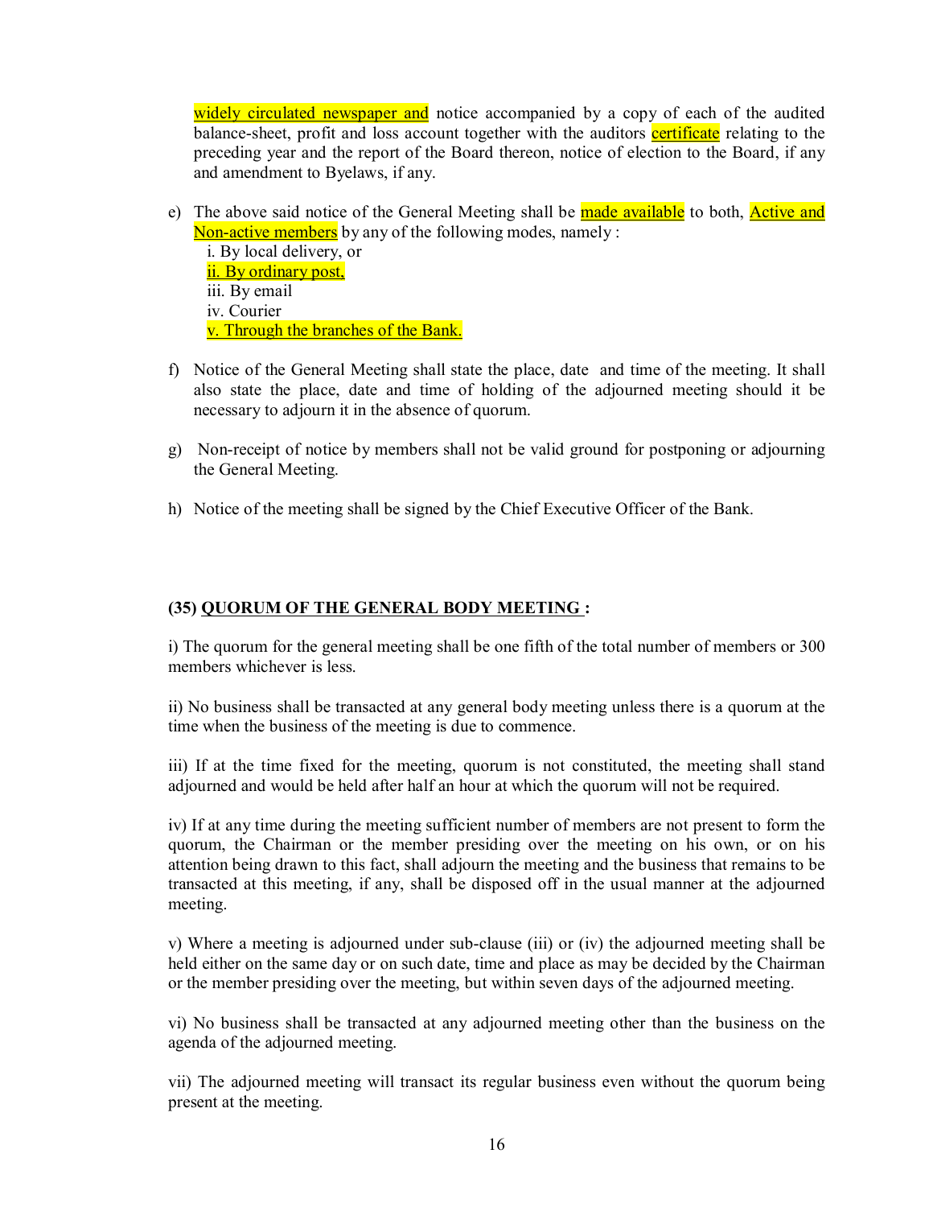widely circulated newspaper and notice accompanied by a copy of each of the audited balance-sheet, profit and loss account together with the auditors certificate relating to the preceding year and the report of the Board thereon, notice of election to the Board, if any and amendment to Byelaws, if any.

e) The above said notice of the General Meeting shall be made available to both, Active and Non-active members by any of the following modes, namely :
   i. By local delivery, or
   ii. By ordinary post,
   iii. By email
   iv. Courier
   v. Through the branches of the Bank.

f) Notice of the General Meeting shall state the place, date and time of the meeting. It shall also state the place, date and time of holding of the adjourned meeting should it be necessary to adjourn it in the absence of quorum.

g) Non-receipt of notice by members shall not be valid ground for postponing or adjourning the General Meeting.

h) Notice of the meeting shall be signed by the Chief Executive Officer of the Bank.

**(35) QUORUM OF THE GENERAL BODY MEETING :**

i) The quorum for the general meeting shall be one fifth of the total number of members or 300 members whichever is less.

ii) No business shall be transacted at any general body meeting unless there is a quorum at the time when the business of the meeting is due to commence.

iii) If at the time fixed for the meeting, quorum is not constituted, the meeting shall stand adjourned and would be held after half an hour at which the quorum will not be required.

iv) If at any time during the meeting sufficient number of members are not present to form the quorum, the Chairman or the member presiding over the meeting on his own, or on his attention being drawn to this fact, shall adjourn the meeting and the business that remains to be transacted at this meeting, if any, shall be disposed off in the usual manner at the adjourned meeting.

v) Where a meeting is adjourned under sub-clause (iii) or (iv) the adjourned meeting shall be held either on the same day or on such date, time and place as may be decided by the Chairman or the member presiding over the meeting, but within seven days of the adjourned meeting.

vi) No business shall be transacted at any adjourned meeting other than the business on the agenda of the adjourned meeting.

vii) The adjourned meeting will transact its regular business even without the quorum being present at the meeting.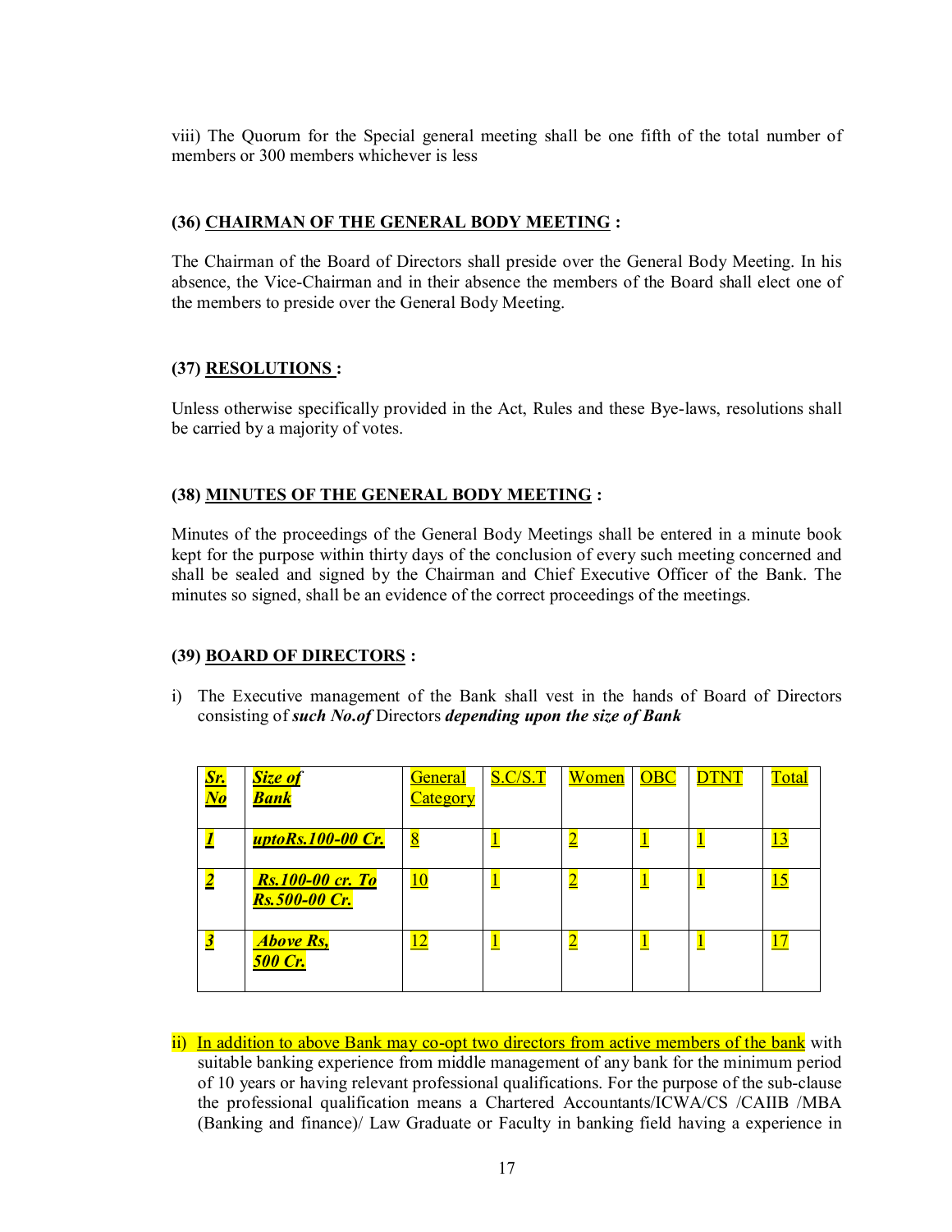viii) The Quorum for the Special general meeting shall be one fifth of the total number of members or 300 members whichever is less

**(36) CHAIRMAN OF THE GENERAL BODY MEETING :**

The Chairman of the Board of Directors shall preside over the General Body Meeting. In his absence, the Vice-Chairman and in their absence the members of the Board shall elect one of the members to preside over the General Body Meeting.

**(37) RESOLUTIONS :**

Unless otherwise specifically provided in the Act, Rules and these Bye-laws, resolutions shall be carried by a majority of votes.

**(38) MINUTES OF THE GENERAL BODY MEETING :**

Minutes of the proceedings of the General Body Meetings shall be entered in a minute book kept for the purpose within thirty days of the conclusion of every such meeting concerned and shall be sealed and signed by the Chairman and Chief Executive Officer of the Bank. The minutes so signed, shall be an evidence of the correct proceedings of the meetings.

**(39) BOARD OF DIRECTORS :**

i) The Executive management of the Bank shall vest in the hands of Board of Directors consisting of ***such No.of*** Directors ***depending upon the size of Bank***

| ***Sr. No*** | ***Size of Bank*** | General Category | S.C/S.T | Women | OBC | DTNT | Total |
|---|---|---|---|---|---|---|---|
| ***1*** | ***uptoRs.100-00 Cr.*** | 8 | 1 | 2 | 1 | 1 | 13 |
| ***2*** | ***Rs.100-00 cr. To Rs.500-00 Cr.*** | 10 | 1 | 2 | 1 | 1 | 15 |
| ***3*** | ***Above Rs, 500 Cr.*** | 12 | 1 | 2 | 1 | 1 | 17 |

ii) In addition to above Bank may co-opt two directors from active members of the bank with suitable banking experience from middle management of any bank for the minimum period of 10 years or having relevant professional qualifications. For the purpose of the sub-clause the professional qualification means a Chartered Accountants/ICWA/CS /CAIIB /MBA (Banking and finance)/ Law Graduate or Faculty in banking field having a experience in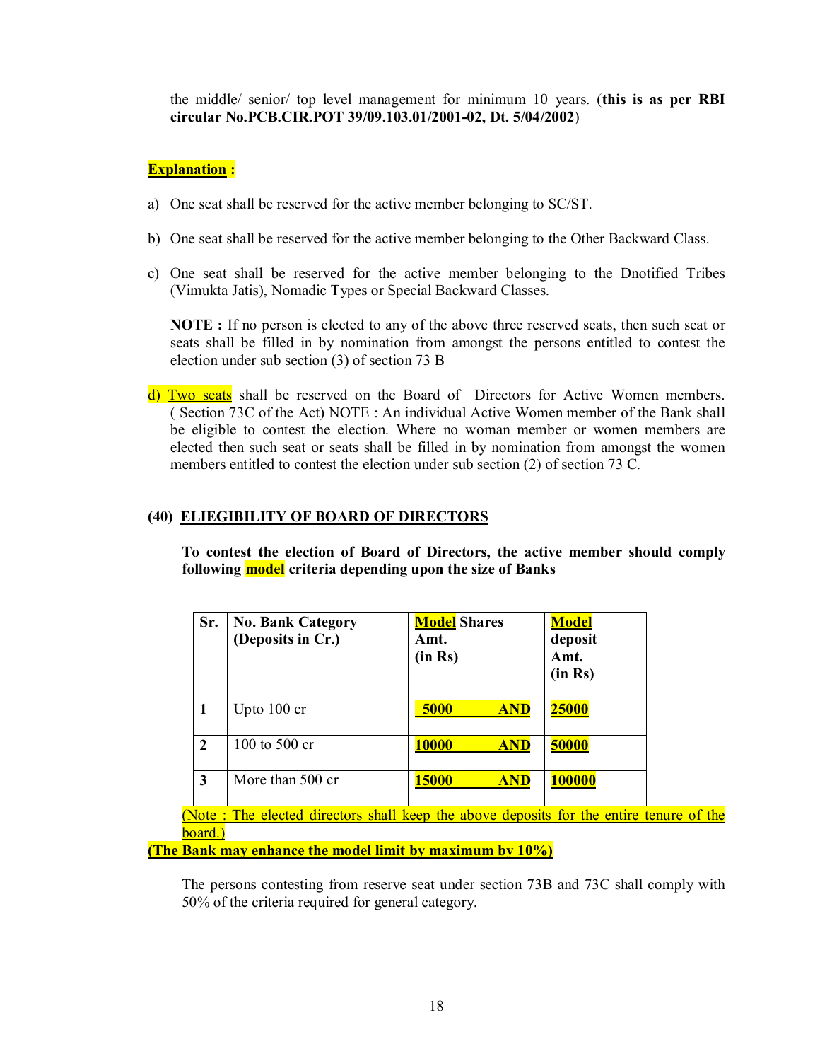the middle/ senior/ top level management for minimum 10 years. (**this is as per RBI circular No.PCB.CIR.POT 39/09.103.01/2001-02, Dt. 5/04/2002**)

**Explanation :**

a) One seat shall be reserved for the active member belonging to SC/ST.

b) One seat shall be reserved for the active member belonging to the Other Backward Class.

c) One seat shall be reserved for the active member belonging to the Dnotified Tribes (Vimukta Jatis), Nomadic Types or Special Backward Classes.

**NOTE :** If no person is elected to any of the above three reserved seats, then such seat or seats shall be filled in by nomination from amongst the persons entitled to contest the election under sub section (3) of section 73 B

d) Two seats shall be reserved on the Board of Directors for Active Women members. ( Section 73C of the Act) NOTE : An individual Active Women member of the Bank shall be eligible to contest the election. Where no woman member or women members are elected then such seat or seats shall be filled in by nomination from amongst the women members entitled to contest the election under sub section (2) of section 73 C.

## (40) ELIEGIBILITY OF BOARD OF DIRECTORS

**To contest the election of Board of Directors, the active member should comply following model criteria depending upon the size of Banks**

| Sr. | No. Bank Category (Deposits in Cr.) | Model Shares Amt. (in Rs) | Model deposit Amt. (in Rs) |
|---|---|---|---|
| 1 | Upto 100 cr | 5000 AND | 25000 |
| 2 | 100 to 500 cr | 10000 AND | 50000 |
| 3 | More than 500 cr | 15000 AND | 100000 |

(Note : The elected directors shall keep the above deposits for the entire tenure of the board.)

**(The Bank may enhance the model limit by maximum by 10%)**

The persons contesting from reserve seat under section 73B and 73C shall comply with 50% of the criteria required for general category.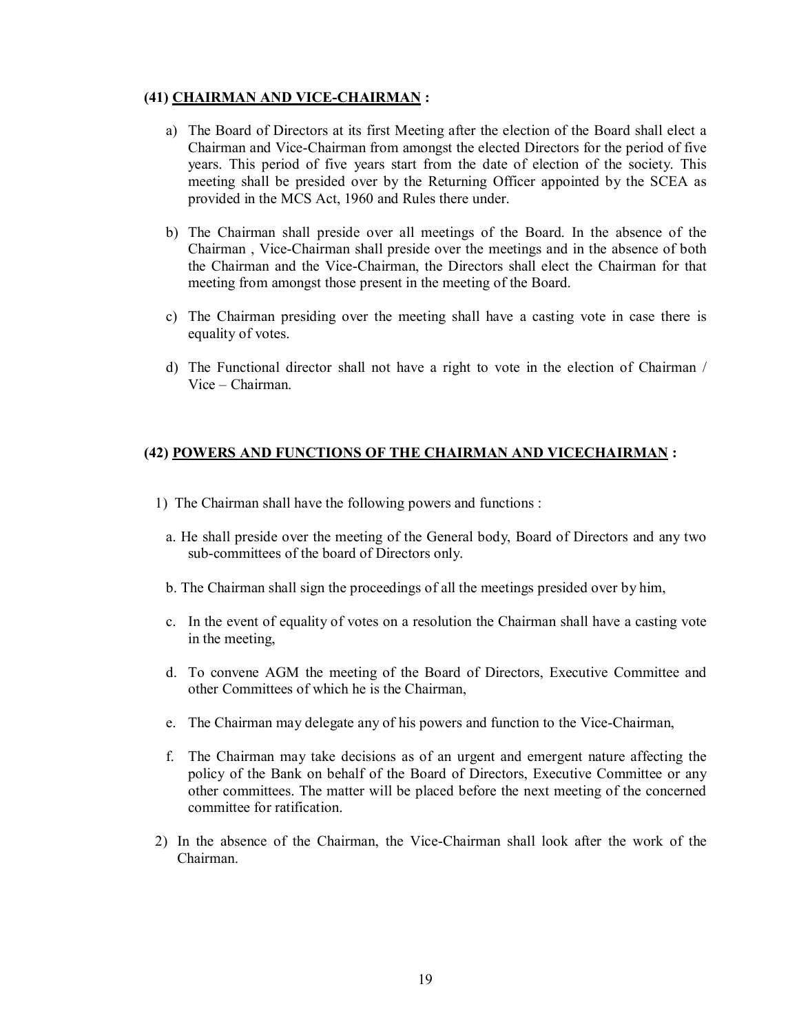### (41) <u>CHAIRMAN AND VICE-CHAIRMAN</u> :

a) The Board of Directors at its first Meeting after the election of the Board shall elect a Chairman and Vice-Chairman from amongst the elected Directors for the period of five years. This period of five years start from the date of election of the society. This meeting shall be presided over by the Returning Officer appointed by the SCEA as provided in the MCS Act, 1960 and Rules there under.

b) The Chairman shall preside over all meetings of the Board. In the absence of the Chairman , Vice-Chairman shall preside over the meetings and in the absence of both the Chairman and the Vice-Chairman, the Directors shall elect the Chairman for that meeting from amongst those present in the meeting of the Board.

c) The Chairman presiding over the meeting shall have a casting vote in case there is equality of votes.

d) The Functional director shall not have a right to vote in the election of Chairman / Vice – Chairman.

### (42) <u>POWERS AND FUNCTIONS OF THE CHAIRMAN AND VICECHAIRMAN</u> :

1) The Chairman shall have the following powers and functions :

a. He shall preside over the meeting of the General body, Board of Directors and any two sub-committees of the board of Directors only.

b. The Chairman shall sign the proceedings of all the meetings presided over by him,

c. In the event of equality of votes on a resolution the Chairman shall have a casting vote in the meeting,

d. To convene AGM the meeting of the Board of Directors, Executive Committee and other Committees of which he is the Chairman,

e. The Chairman may delegate any of his powers and function to the Vice-Chairman,

f. The Chairman may take decisions as of an urgent and emergent nature affecting the policy of the Bank on behalf of the Board of Directors, Executive Committee or any other committees. The matter will be placed before the next meeting of the concerned committee for ratification.

2) In the absence of the Chairman, the Vice-Chairman shall look after the work of the Chairman.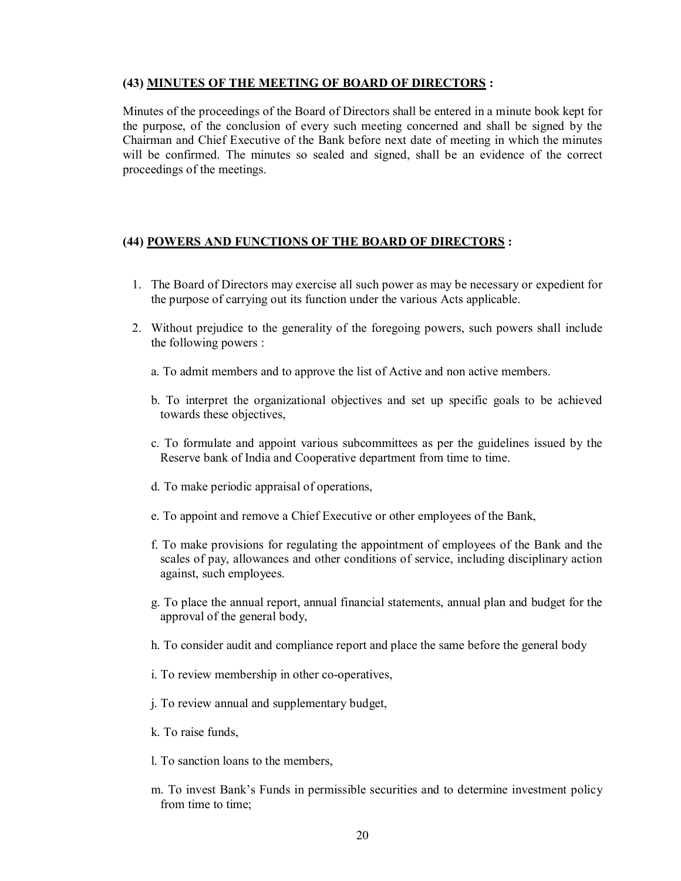### (43) <u>MINUTES OF THE MEETING OF BOARD OF DIRECTORS</u> :

Minutes of the proceedings of the Board of Directors shall be entered in a minute book kept for the purpose, of the conclusion of every such meeting concerned and shall be signed by the Chairman and Chief Executive of the Bank before next date of meeting in which the minutes will be confirmed. The minutes so sealed and signed, shall be an evidence of the correct proceedings of the meetings.

### (44) <u>POWERS AND FUNCTIONS OF THE BOARD OF DIRECTORS</u> :

1. The Board of Directors may exercise all such power as may be necessary or expedient for the purpose of carrying out its function under the various Acts applicable.

2. Without prejudice to the generality of the foregoing powers, such powers shall include the following powers :

   a. To admit members and to approve the list of Active and non active members.

   b. To interpret the organizational objectives and set up specific goals to be achieved towards these objectives,

   c. To formulate and appoint various subcommittees as per the guidelines issued by the Reserve bank of India and Cooperative department from time to time.

   d. To make periodic appraisal of operations,

   e. To appoint and remove a Chief Executive or other employees of the Bank,

   f. To make provisions for regulating the appointment of employees of the Bank and the scales of pay, allowances and other conditions of service, including disciplinary action against, such employees.

   g. To place the annual report, annual financial statements, annual plan and budget for the approval of the general body,

   h. To consider audit and compliance report and place the same before the general body

   i. To review membership in other co-operatives,

   j. To review annual and supplementary budget,

   k. To raise funds,

   l. To sanction loans to the members,

   m. To invest Bank's Funds in permissible securities and to determine investment policy from time to time;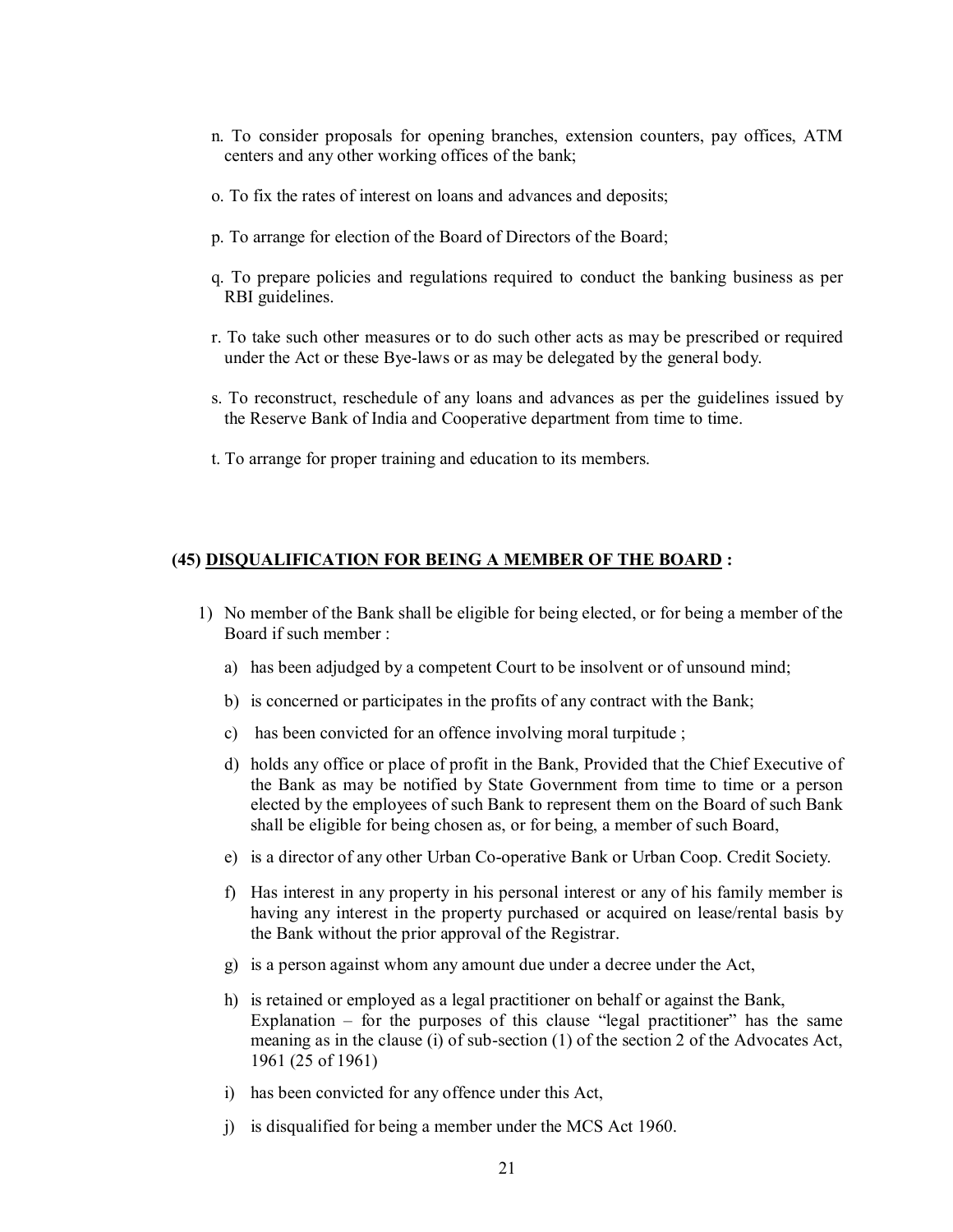n. To consider proposals for opening branches, extension counters, pay offices, ATM centers and any other working offices of the bank;

o. To fix the rates of interest on loans and advances and deposits;

p. To arrange for election of the Board of Directors of the Board;

q. To prepare policies and regulations required to conduct the banking business as per RBI guidelines.

r. To take such other measures or to do such other acts as may be prescribed or required under the Act or these Bye-laws or as may be delegated by the general body.

s. To reconstruct, reschedule of any loans and advances as per the guidelines issued by the Reserve Bank of India and Cooperative department from time to time.

t. To arrange for proper training and education to its members.

### (45) <u>DISQUALIFICATION FOR BEING A MEMBER OF THE BOARD</u> :

1) No member of the Bank shall be eligible for being elected, or for being a member of the Board if such member :

   a) has been adjudged by a competent Court to be insolvent or of unsound mind;

   b) is concerned or participates in the profits of any contract with the Bank;

   c) has been convicted for an offence involving moral turpitude ;

   d) holds any office or place of profit in the Bank, Provided that the Chief Executive of the Bank as may be notified by State Government from time to time or a person elected by the employees of such Bank to represent them on the Board of such Bank shall be eligible for being chosen as, or for being, a member of such Board,

   e) is a director of any other Urban Co-operative Bank or Urban Coop. Credit Society.

   f) Has interest in any property in his personal interest or any of his family member is having any interest in the property purchased or acquired on lease/rental basis by the Bank without the prior approval of the Registrar.

   g) is a person against whom any amount due under a decree under the Act,

   h) is retained or employed as a legal practitioner on behalf or against the Bank, Explanation – for the purposes of this clause "legal practitioner" has the same meaning as in the clause (i) of sub-section (1) of the section 2 of the Advocates Act, 1961 (25 of 1961)

   i) has been convicted for any offence under this Act,

   j) is disqualified for being a member under the MCS Act 1960.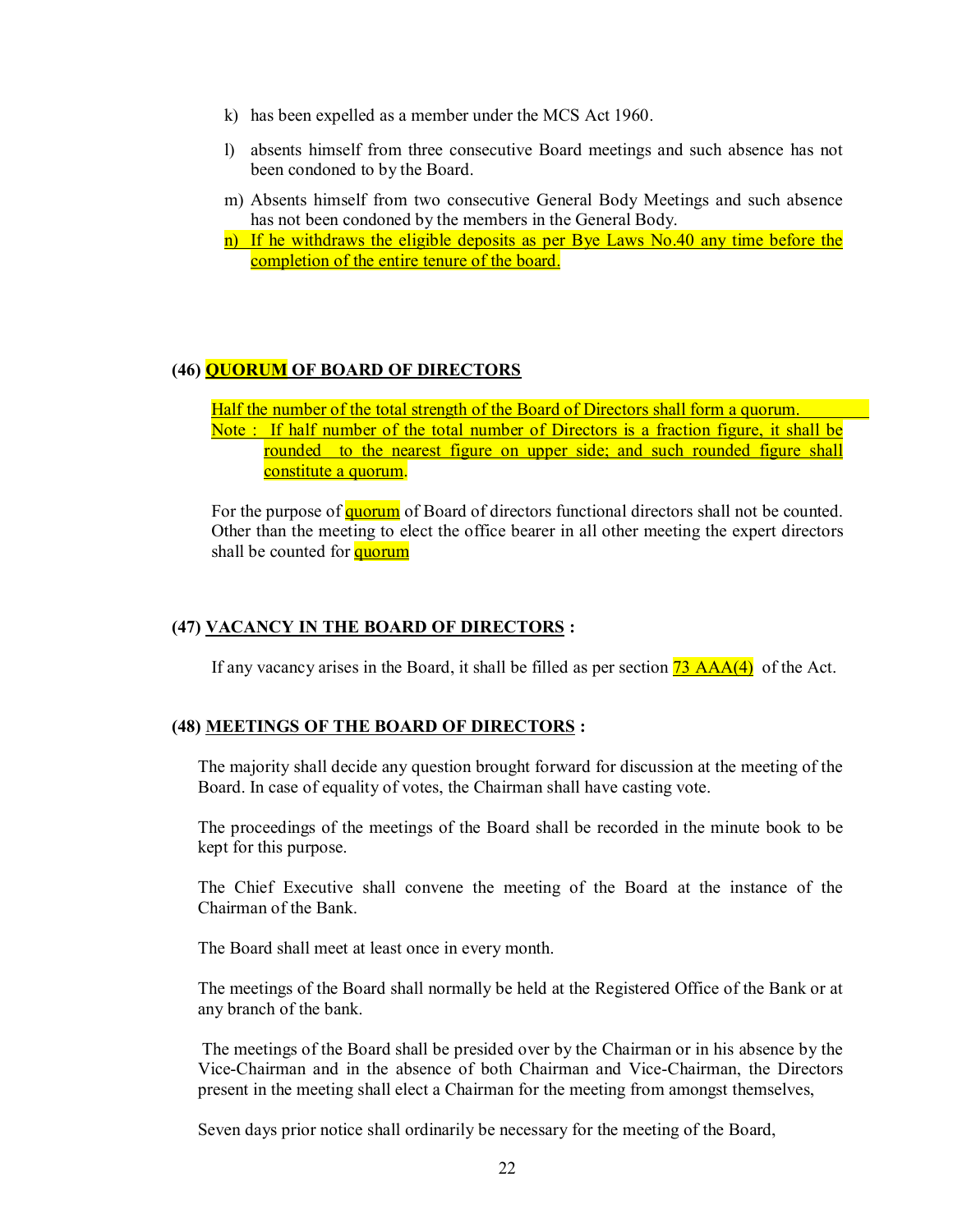k) has been expelled as a member under the MCS Act 1960.

l) absents himself from three consecutive Board meetings and such absence has not been condoned to by the Board.

m) Absents himself from two consecutive General Body Meetings and such absence has not been condoned by the members in the General Body.

n) If he withdraws the eligible deposits as per Bye Laws No.40 any time before the completion of the entire tenure of the board.

**(46) QUORUM OF BOARD OF DIRECTORS**

Half the number of the total strength of the Board of Directors shall form a quorum.

Note : If half number of the total number of Directors is a fraction figure, it shall be rounded to the nearest figure on upper side; and such rounded figure shall constitute a quorum.

For the purpose of quorum of Board of directors functional directors shall not be counted. Other than the meeting to elect the office bearer in all other meeting the expert directors shall be counted for quorum

**(47) VACANCY IN THE BOARD OF DIRECTORS :**

If any vacancy arises in the Board, it shall be filled as per section 73 AAA(4) of the Act.

**(48) MEETINGS OF THE BOARD OF DIRECTORS :**

The majority shall decide any question brought forward for discussion at the meeting of the Board. In case of equality of votes, the Chairman shall have casting vote.

The proceedings of the meetings of the Board shall be recorded in the minute book to be kept for this purpose.

The Chief Executive shall convene the meeting of the Board at the instance of the Chairman of the Bank.

The Board shall meet at least once in every month.

The meetings of the Board shall normally be held at the Registered Office of the Bank or at any branch of the bank.

The meetings of the Board shall be presided over by the Chairman or in his absence by the Vice-Chairman and in the absence of both Chairman and Vice-Chairman, the Directors present in the meeting shall elect a Chairman for the meeting from amongst themselves,

Seven days prior notice shall ordinarily be necessary for the meeting of the Board,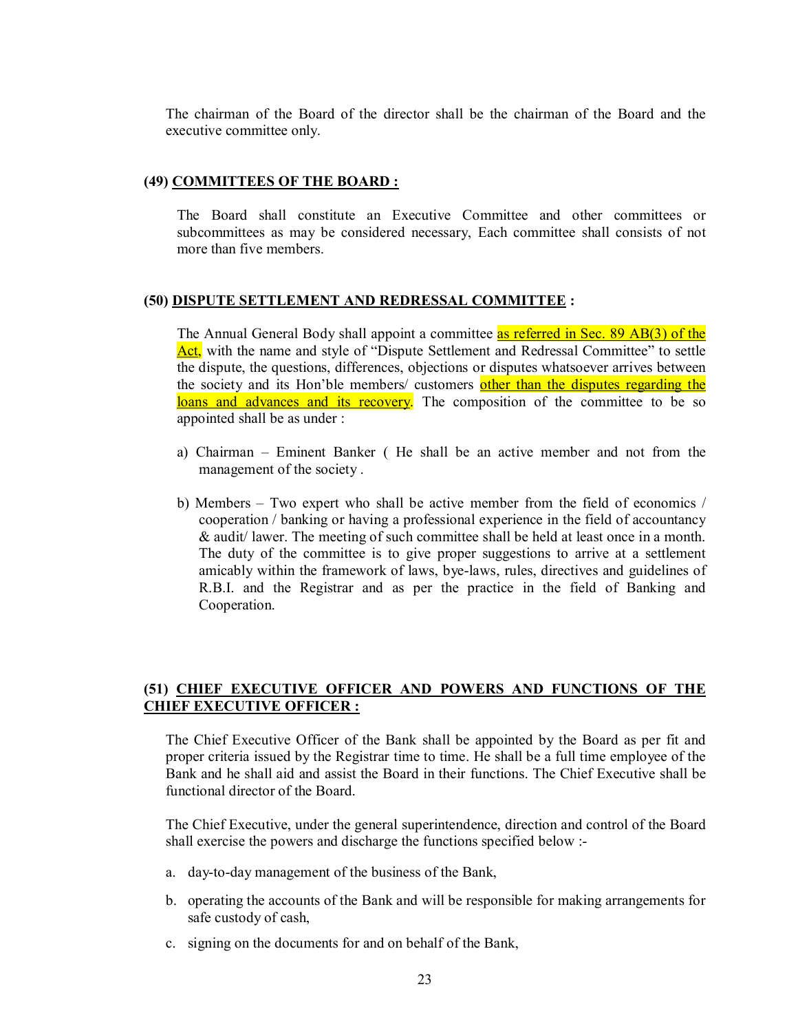The chairman of the Board of the director shall be the chairman of the Board and the executive committee only.

#### (49) COMMITTEES OF THE BOARD :

The Board shall constitute an Executive Committee and other committees or subcommittees as may be considered necessary, Each committee shall consists of not more than five members.

#### (50) DISPUTE SETTLEMENT AND REDRESSAL COMMITTEE :

The Annual General Body shall appoint a committee as referred in Sec. 89 AB(3) of the Act, with the name and style of "Dispute Settlement and Redressal Committee" to settle the dispute, the questions, differences, objections or disputes whatsoever arrives between the society and its Hon'ble members/ customers other than the disputes regarding the loans and advances and its recovery. The composition of the committee to be so appointed shall be as under :

a) Chairman – Eminent Banker ( He shall be an active member and not from the management of the society .

b) Members – Two expert who shall be active member from the field of economics / cooperation / banking or having a professional experience in the field of accountancy & audit/ lawer. The meeting of such committee shall be held at least once in a month. The duty of the committee is to give proper suggestions to arrive at a settlement amicably within the framework of laws, bye-laws, rules, directives and guidelines of R.B.I. and the Registrar and as per the practice in the field of Banking and Cooperation.

#### (51) CHIEF EXECUTIVE OFFICER AND POWERS AND FUNCTIONS OF THE CHIEF EXECUTIVE OFFICER :

The Chief Executive Officer of the Bank shall be appointed by the Board as per fit and proper criteria issued by the Registrar time to time. He shall be a full time employee of the Bank and he shall aid and assist the Board in their functions. The Chief Executive shall be functional director of the Board.

The Chief Executive, under the general superintendence, direction and control of the Board shall exercise the powers and discharge the functions specified below :-

a. day-to-day management of the business of the Bank,

b. operating the accounts of the Bank and will be responsible for making arrangements for safe custody of cash,

c. signing on the documents for and on behalf of the Bank,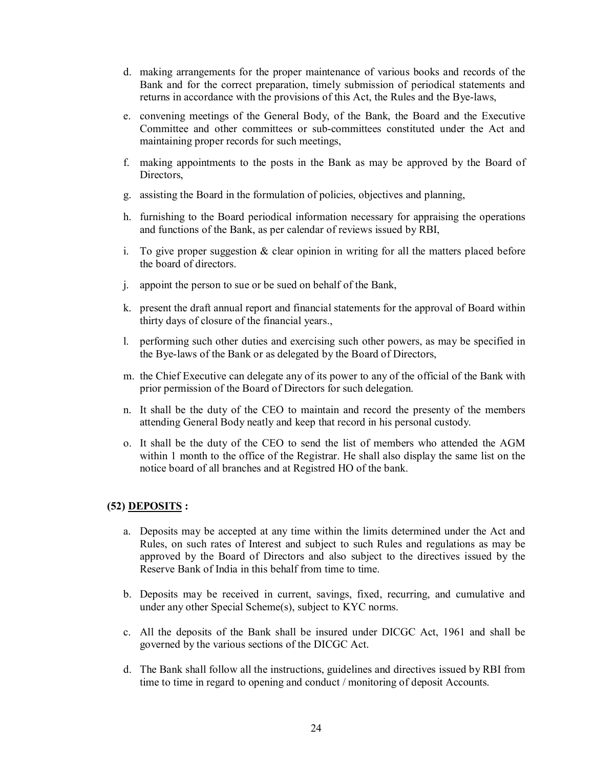d. making arrangements for the proper maintenance of various books and records of the Bank and for the correct preparation, timely submission of periodical statements and returns in accordance with the provisions of this Act, the Rules and the Bye-laws,

e. convening meetings of the General Body, of the Bank, the Board and the Executive Committee and other committees or sub-committees constituted under the Act and maintaining proper records for such meetings,

f. making appointments to the posts in the Bank as may be approved by the Board of Directors,

g. assisting the Board in the formulation of policies, objectives and planning,

h. furnishing to the Board periodical information necessary for appraising the operations and functions of the Bank, as per calendar of reviews issued by RBI,

i. To give proper suggestion & clear opinion in writing for all the matters placed before the board of directors.

j. appoint the person to sue or be sued on behalf of the Bank,

k. present the draft annual report and financial statements for the approval of Board within thirty days of closure of the financial years.,

l. performing such other duties and exercising such other powers, as may be specified in the Bye-laws of the Bank or as delegated by the Board of Directors,

m. the Chief Executive can delegate any of its power to any of the official of the Bank with prior permission of the Board of Directors for such delegation.

n. It shall be the duty of the CEO to maintain and record the presenty of the members attending General Body neatly and keep that record in his personal custody.

o. It shall be the duty of the CEO to send the list of members who attended the AGM within 1 month to the office of the Registrar. He shall also display the same list on the notice board of all branches and at Registred HO of the bank.

**(52) <u>DEPOSITS</u> :**

a. Deposits may be accepted at any time within the limits determined under the Act and Rules, on such rates of Interest and subject to such Rules and regulations as may be approved by the Board of Directors and also subject to the directives issued by the Reserve Bank of India in this behalf from time to time.

b. Deposits may be received in current, savings, fixed, recurring, and cumulative and under any other Special Scheme(s), subject to KYC norms.

c. All the deposits of the Bank shall be insured under DICGC Act, 1961 and shall be governed by the various sections of the DICGC Act.

d. The Bank shall follow all the instructions, guidelines and directives issued by RBI from time to time in regard to opening and conduct / monitoring of deposit Accounts.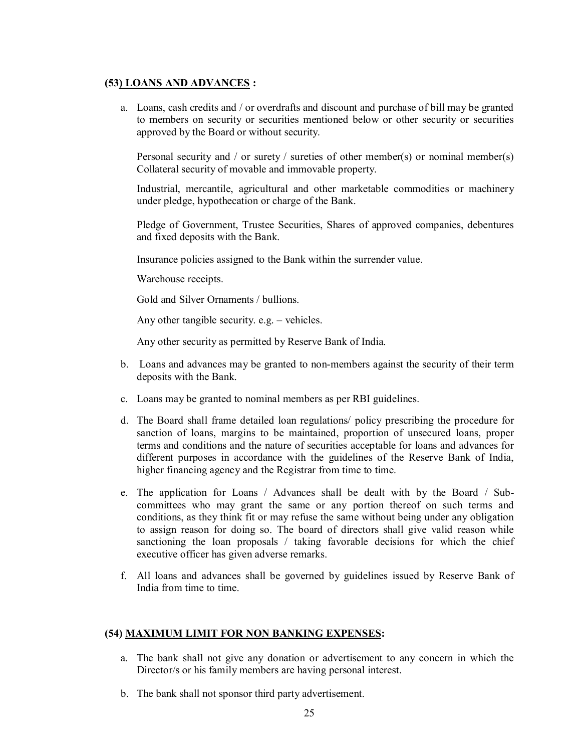### (53) LOANS AND ADVANCES :

a. Loans, cash credits and / or overdrafts and discount and purchase of bill may be granted to members on security or securities mentioned below or other security or securities approved by the Board or without security.

   Personal security and / or surety / sureties of other member(s) or nominal member(s) Collateral security of movable and immovable property.

   Industrial, mercantile, agricultural and other marketable commodities or machinery under pledge, hypothecation or charge of the Bank.

   Pledge of Government, Trustee Securities, Shares of approved companies, debentures and fixed deposits with the Bank.

   Insurance policies assigned to the Bank within the surrender value.

   Warehouse receipts.

   Gold and Silver Ornaments / bullions.

   Any other tangible security. e.g. – vehicles.

   Any other security as permitted by Reserve Bank of India.

b. Loans and advances may be granted to non-members against the security of their term deposits with the Bank.

c. Loans may be granted to nominal members as per RBI guidelines.

d. The Board shall frame detailed loan regulations/ policy prescribing the procedure for sanction of loans, margins to be maintained, proportion of unsecured loans, proper terms and conditions and the nature of securities acceptable for loans and advances for different purposes in accordance with the guidelines of the Reserve Bank of India, higher financing agency and the Registrar from time to time.

e. The application for Loans / Advances shall be dealt with by the Board / Sub-committees who may grant the same or any portion thereof on such terms and conditions, as they think fit or may refuse the same without being under any obligation to assign reason for doing so. The board of directors shall give valid reason while sanctioning the loan proposals / taking favorable decisions for which the chief executive officer has given adverse remarks.

f. All loans and advances shall be governed by guidelines issued by Reserve Bank of India from time to time.

### (54) MAXIMUM LIMIT FOR NON BANKING EXPENSES:

a. The bank shall not give any donation or advertisement to any concern in which the Director/s or his family members are having personal interest.

b. The bank shall not sponsor third party advertisement.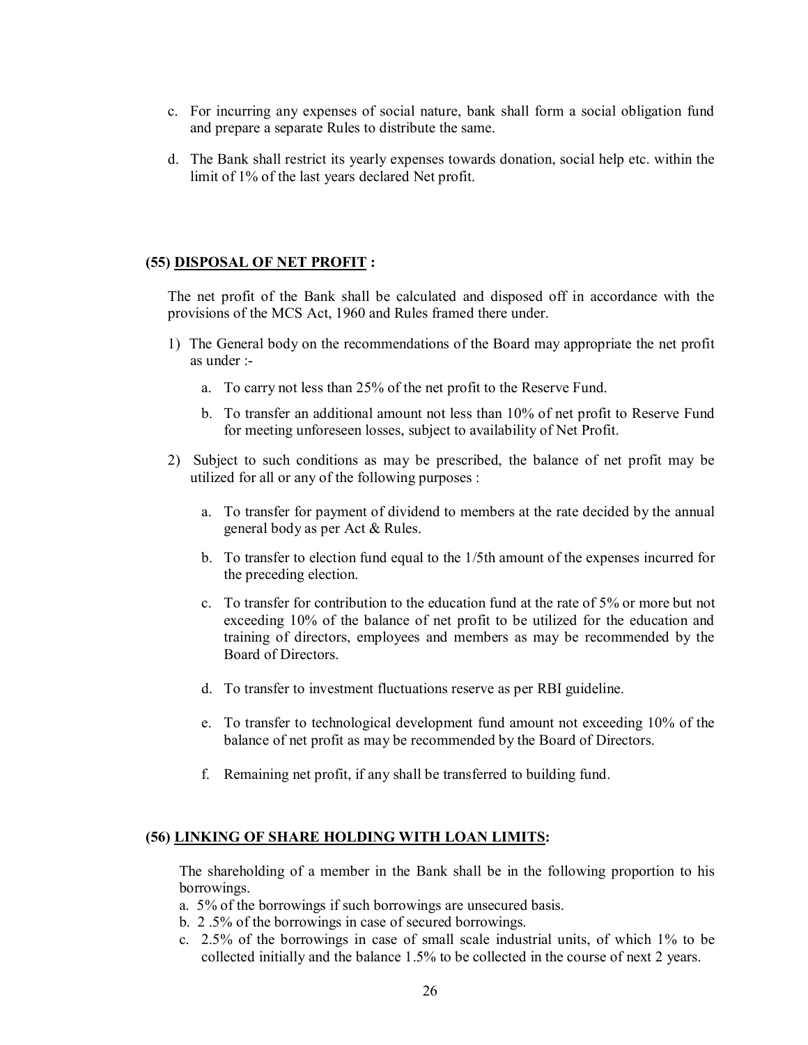c. For incurring any expenses of social nature, bank shall form a social obligation fund and prepare a separate Rules to distribute the same.

d. The Bank shall restrict its yearly expenses towards donation, social help etc. within the limit of 1% of the last years declared Net profit.

### (55) DISPOSAL OF NET PROFIT :

The net profit of the Bank shall be calculated and disposed off in accordance with the provisions of the MCS Act, 1960 and Rules framed there under.

1) The General body on the recommendations of the Board may appropriate the net profit as under :-

   a. To carry not less than 25% of the net profit to the Reserve Fund.

   b. To transfer an additional amount not less than 10% of net profit to Reserve Fund for meeting unforeseen losses, subject to availability of Net Profit.

2) Subject to such conditions as may be prescribed, the balance of net profit may be utilized for all or any of the following purposes :

   a. To transfer for payment of dividend to members at the rate decided by the annual general body as per Act & Rules.

   b. To transfer to election fund equal to the 1/5th amount of the expenses incurred for the preceding election.

   c. To transfer for contribution to the education fund at the rate of 5% or more but not exceeding 10% of the balance of net profit to be utilized for the education and training of directors, employees and members as may be recommended by the Board of Directors.

   d. To transfer to investment fluctuations reserve as per RBI guideline.

   e. To transfer to technological development fund amount not exceeding 10% of the balance of net profit as may be recommended by the Board of Directors.

   f. Remaining net profit, if any shall be transferred to building fund.

### (56) LINKING OF SHARE HOLDING WITH LOAN LIMITS:

The shareholding of a member in the Bank shall be in the following proportion to his borrowings.

a. 5% of the borrowings if such borrowings are unsecured basis.
b. 2 .5% of the borrowings in case of secured borrowings.
c. 2.5% of the borrowings in case of small scale industrial units, of which 1% to be collected initially and the balance 1.5% to be collected in the course of next 2 years.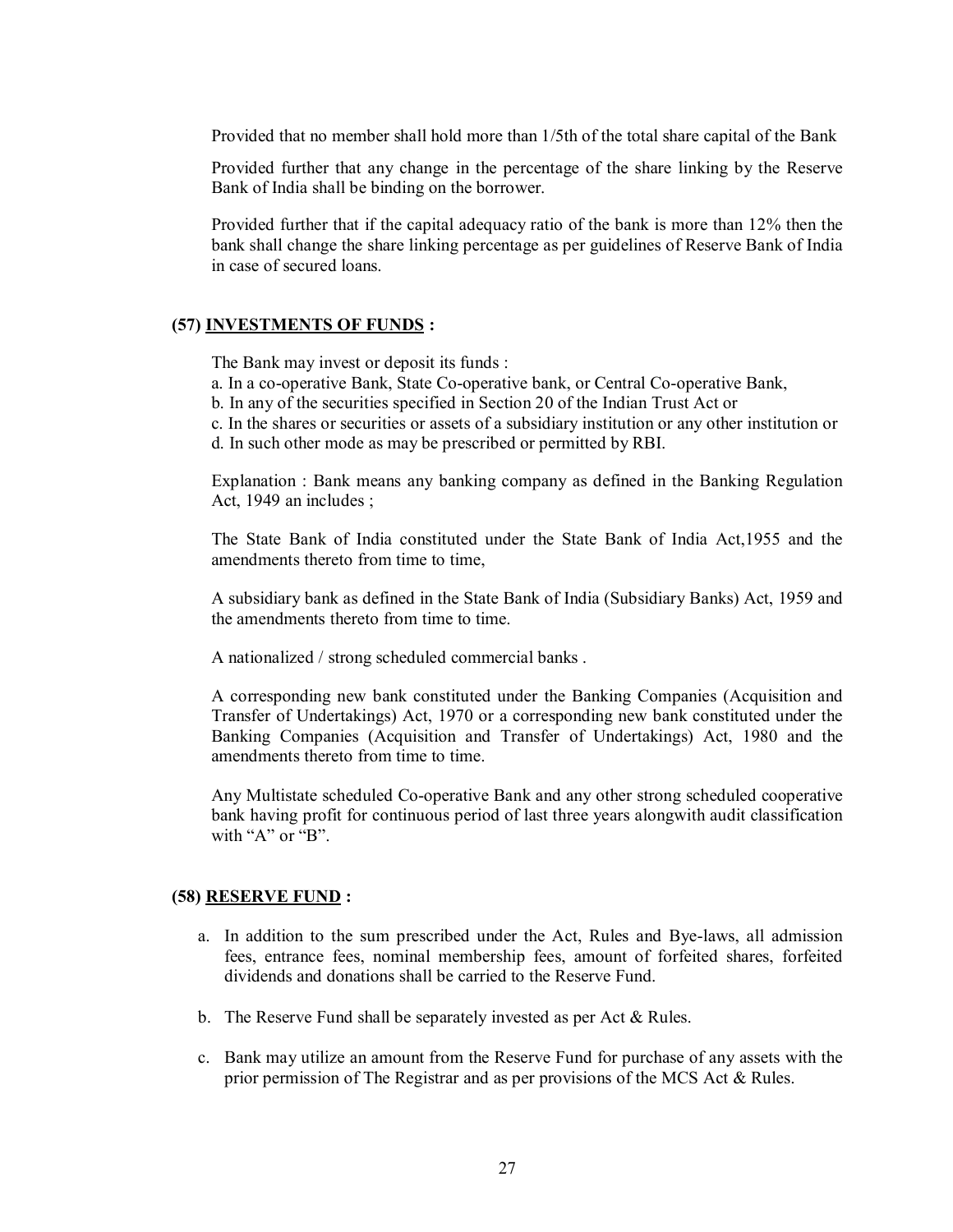Provided that no member shall hold more than 1/5th of the total share capital of the Bank

Provided further that any change in the percentage of the share linking by the Reserve Bank of India shall be binding on the borrower.

Provided further that if the capital adequacy ratio of the bank is more than 12% then the bank shall change the share linking percentage as per guidelines of Reserve Bank of India in case of secured loans.

### (57) INVESTMENTS OF FUNDS :

The Bank may invest or deposit its funds :

a. In a co-operative Bank, State Co-operative bank, or Central Co-operative Bank,
b. In any of the securities specified in Section 20 of the Indian Trust Act or
c. In the shares or securities or assets of a subsidiary institution or any other institution or
d. In such other mode as may be prescribed or permitted by RBI.

Explanation : Bank means any banking company as defined in the Banking Regulation Act, 1949 an includes ;

The State Bank of India constituted under the State Bank of India Act,1955 and the amendments thereto from time to time,

A subsidiary bank as defined in the State Bank of India (Subsidiary Banks) Act, 1959 and the amendments thereto from time to time.

A nationalized / strong scheduled commercial banks .

A corresponding new bank constituted under the Banking Companies (Acquisition and Transfer of Undertakings) Act, 1970 or a corresponding new bank constituted under the Banking Companies (Acquisition and Transfer of Undertakings) Act, 1980 and the amendments thereto from time to time.

Any Multistate scheduled Co-operative Bank and any other strong scheduled cooperative bank having profit for continuous period of last three years alongwith audit classification with "A" or "B".

### (58) RESERVE FUND :

a. In addition to the sum prescribed under the Act, Rules and Bye-laws, all admission fees, entrance fees, nominal membership fees, amount of forfeited shares, forfeited dividends and donations shall be carried to the Reserve Fund.

b. The Reserve Fund shall be separately invested as per Act & Rules.

c. Bank may utilize an amount from the Reserve Fund for purchase of any assets with the prior permission of The Registrar and as per provisions of the MCS Act & Rules.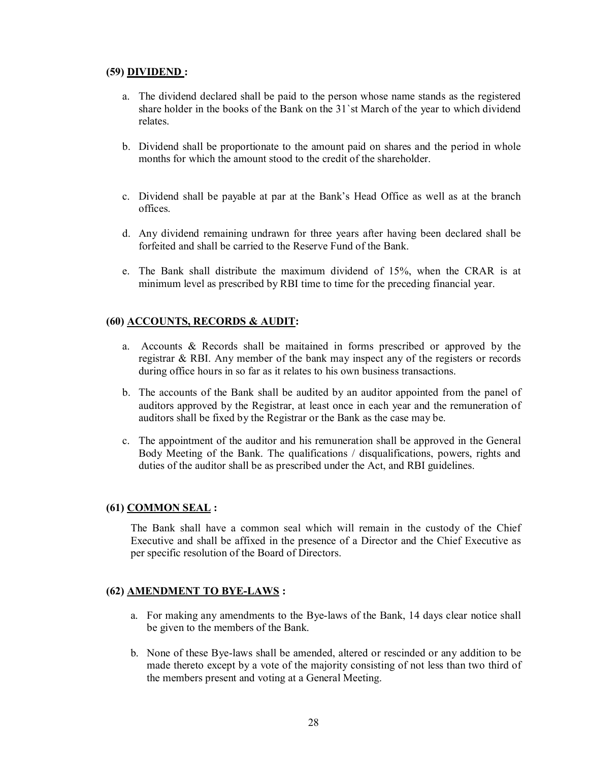**(59) DIVIDEND :**

a. The dividend declared shall be paid to the person whose name stands as the registered share holder in the books of the Bank on the 31`st March of the year to which dividend relates.

b. Dividend shall be proportionate to the amount paid on shares and the period in whole months for which the amount stood to the credit of the shareholder.

c. Dividend shall be payable at par at the Bank's Head Office as well as at the branch offices.

d. Any dividend remaining undrawn for three years after having been declared shall be forfeited and shall be carried to the Reserve Fund of the Bank.

e. The Bank shall distribute the maximum dividend of 15%, when the CRAR is at minimum level as prescribed by RBI time to time for the preceding financial year.

**(60) ACCOUNTS, RECORDS & AUDIT:**

a. Accounts & Records shall be maitained in forms prescribed or approved by the registrar & RBI. Any member of the bank may inspect any of the registers or records during office hours in so far as it relates to his own business transactions.

b. The accounts of the Bank shall be audited by an auditor appointed from the panel of auditors approved by the Registrar, at least once in each year and the remuneration of auditors shall be fixed by the Registrar or the Bank as the case may be.

c. The appointment of the auditor and his remuneration shall be approved in the General Body Meeting of the Bank. The qualifications / disqualifications, powers, rights and duties of the auditor shall be as prescribed under the Act, and RBI guidelines.

**(61) COMMON SEAL :**

The Bank shall have a common seal which will remain in the custody of the Chief Executive and shall be affixed in the presence of a Director and the Chief Executive as per specific resolution of the Board of Directors.

**(62) AMENDMENT TO BYE-LAWS :**

a. For making any amendments to the Bye-laws of the Bank, 14 days clear notice shall be given to the members of the Bank.

b. None of these Bye-laws shall be amended, altered or rescinded or any addition to be made thereto except by a vote of the majority consisting of not less than two third of the members present and voting at a General Meeting.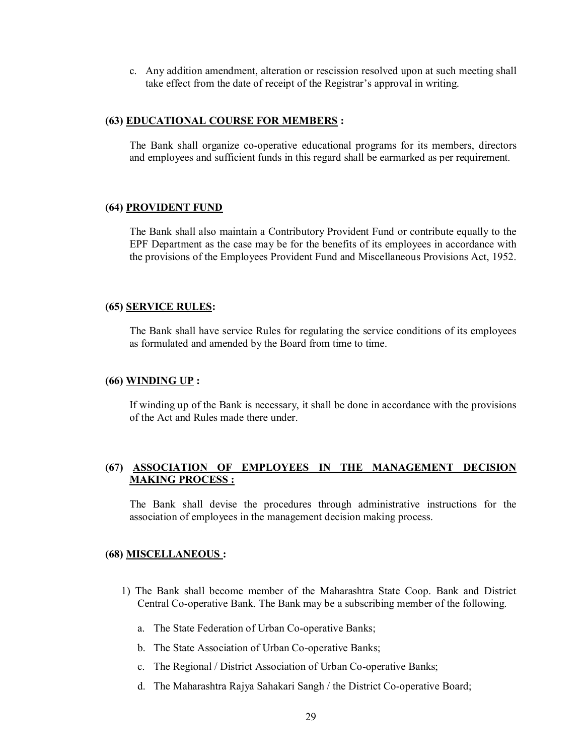c. Any addition amendment, alteration or rescission resolved upon at such meeting shall take effect from the date of receipt of the Registrar's approval in writing.

**(63) <u>EDUCATIONAL COURSE FOR MEMBERS</u> :**

The Bank shall organize co-operative educational programs for its members, directors and employees and sufficient funds in this regard shall be earmarked as per requirement.

**(64) <u>PROVIDENT FUND</u>**

The Bank shall also maintain a Contributory Provident Fund or contribute equally to the EPF Department as the case may be for the benefits of its employees in accordance with the provisions of the Employees Provident Fund and Miscellaneous Provisions Act, 1952.

**(65) <u>SERVICE RULES</u>:**

The Bank shall have service Rules for regulating the service conditions of its employees as formulated and amended by the Board from time to time.

**(66) <u>WINDING UP</u> :**

If winding up of the Bank is necessary, it shall be done in accordance with the provisions of the Act and Rules made there under.

**(67) <u>ASSOCIATION OF EMPLOYEES IN THE MANAGEMENT DECISION MAKING PROCESS :</u>**

The Bank shall devise the procedures through administrative instructions for the association of employees in the management decision making process.

**(68) <u>MISCELLANEOUS</u> :**

1) The Bank shall become member of the Maharashtra State Coop. Bank and District Central Co-operative Bank. The Bank may be a subscribing member of the following.

   a. The State Federation of Urban Co-operative Banks;

   b. The State Association of Urban Co-operative Banks;

   c. The Regional / District Association of Urban Co-operative Banks;

   d. The Maharashtra Rajya Sahakari Sangh / the District Co-operative Board;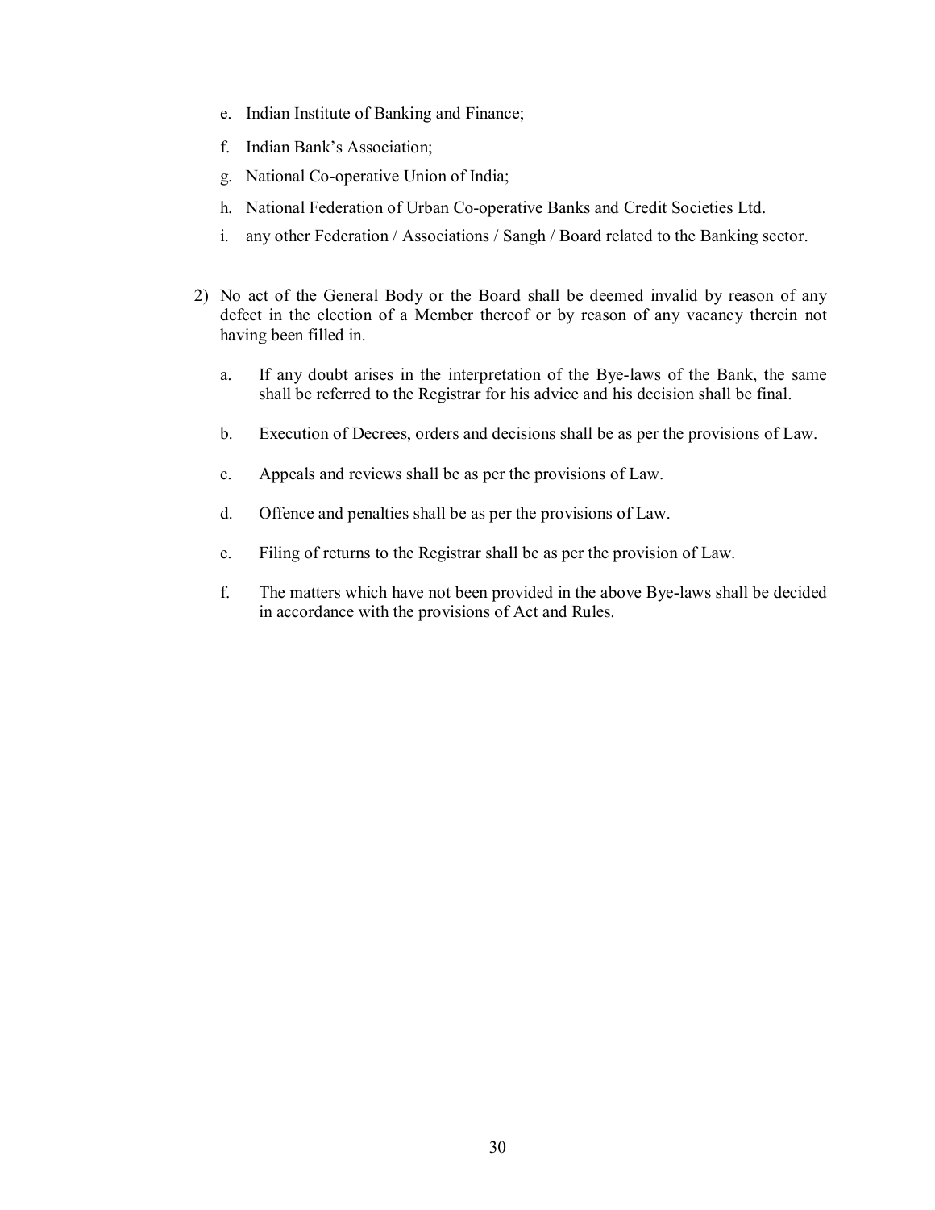e. Indian Institute of Banking and Finance;

f. Indian Bank's Association;

g. National Co-operative Union of India;

h. National Federation of Urban Co-operative Banks and Credit Societies Ltd.

i. any other Federation / Associations / Sangh / Board related to the Banking sector.

2) No act of the General Body or the Board shall be deemed invalid by reason of any defect in the election of a Member thereof or by reason of any vacancy therein not having been filled in.

   a. If any doubt arises in the interpretation of the Bye-laws of the Bank, the same shall be referred to the Registrar for his advice and his decision shall be final.

   b. Execution of Decrees, orders and decisions shall be as per the provisions of Law.

   c. Appeals and reviews shall be as per the provisions of Law.

   d. Offence and penalties shall be as per the provisions of Law.

   e. Filing of returns to the Registrar shall be as per the provision of Law.

   f. The matters which have not been provided in the above Bye-laws shall be decided in accordance with the provisions of Act and Rules.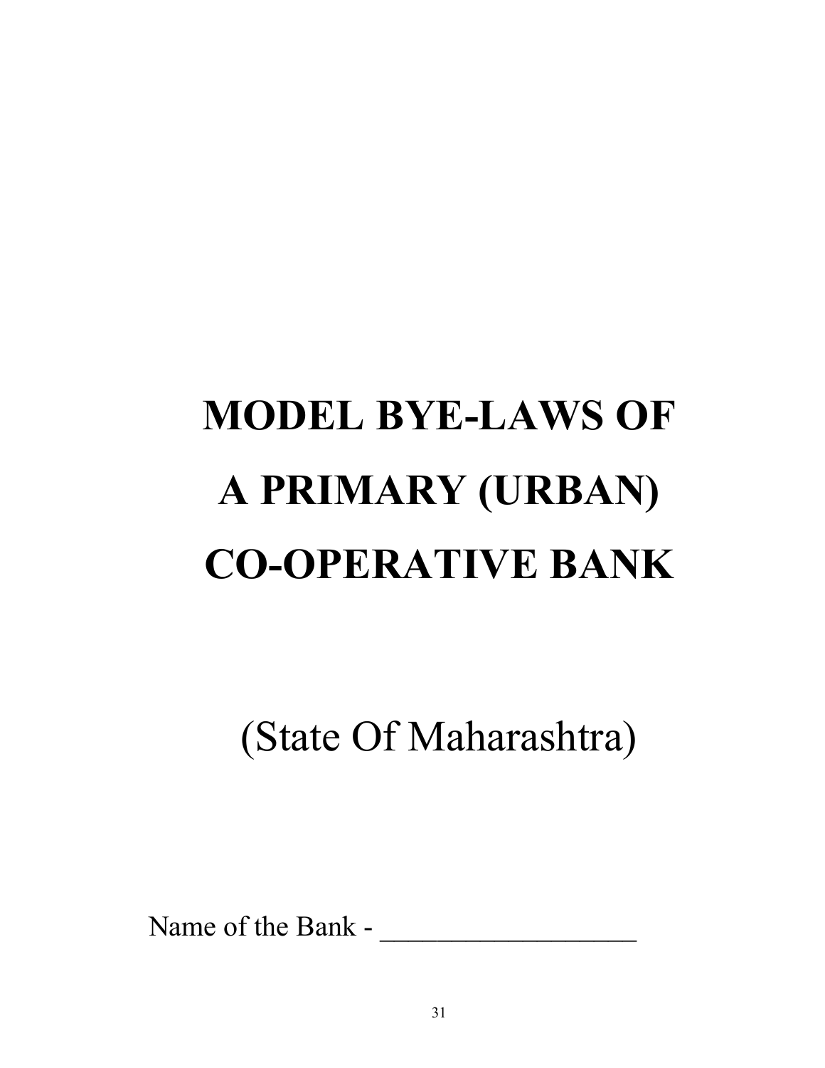# MODEL BYE-LAWS OF A PRIMARY (URBAN) CO-OPERATIVE BANK

(State Of Maharashtra)

Name of the Bank - ____________________